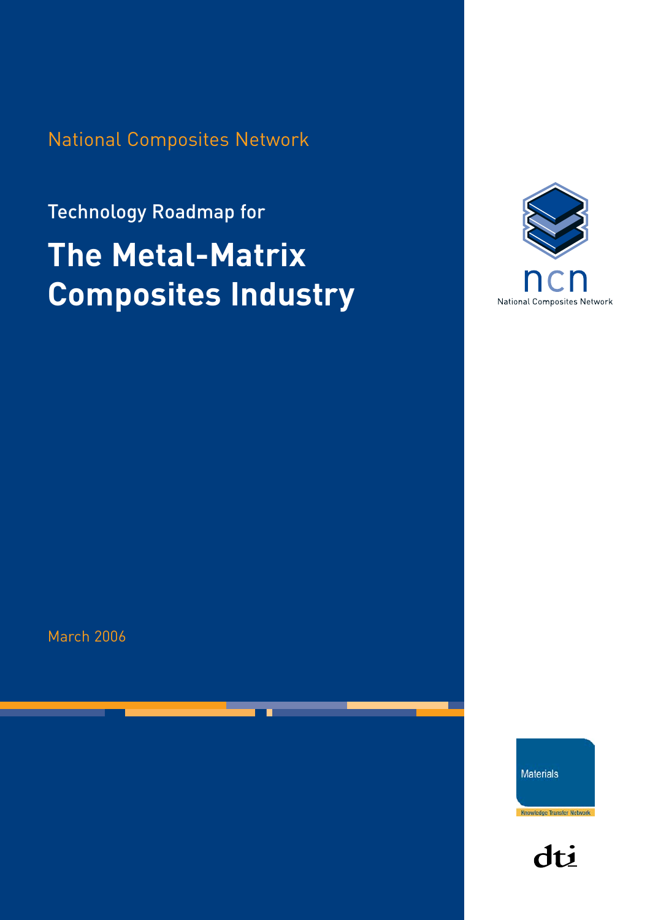National Composites Network

Technology Roadmap for

# The Metal-Matrix Composites Industry

ncn

National Composites Network

March 2006

Materials

Knowledge Transfer Network

dti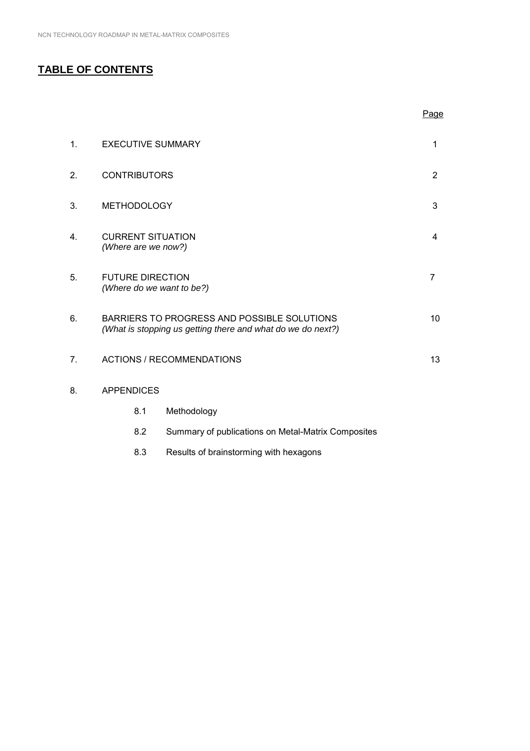# TABLE OF CONTENTS

| | | Page |
|---|---|---|
| 1. | EXECUTIVE SUMMARY | 1 |
| 2. | CONTRIBUTORS | 2 |
| 3. | METHODOLOGY | 3 |
| 4. | CURRENT SITUATION *(Where are we now?)* | 4 |
| 5. | FUTURE DIRECTION *(Where do we want to be?)* | 7 |
| 6. | BARRIERS TO PROGRESS AND POSSIBLE SOLUTIONS *(What is stopping us getting there and what do we do next?)* | 10 |
| 7. | ACTIONS / RECOMMENDATIONS | 13 |
| 8. | APPENDICES | |
| | 8.1 Methodology | |
| | 8.2 Summary of publications on Metal-Matrix Composites | |
| | 8.3 Results of brainstorming with hexagons | |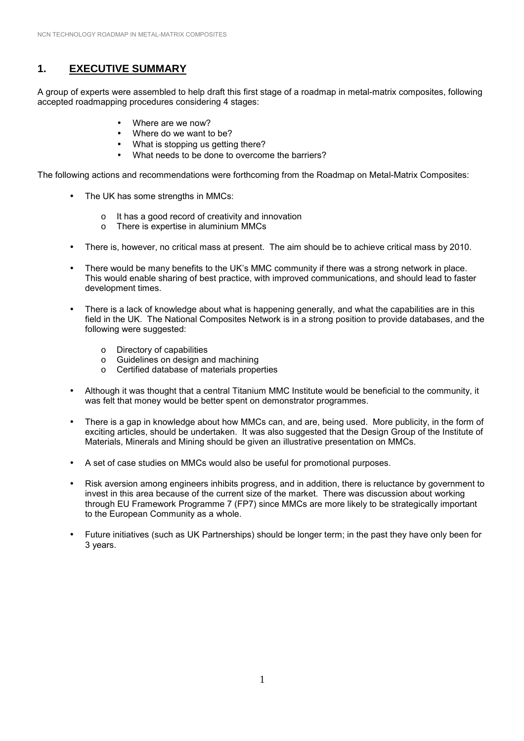## 1. EXECUTIVE SUMMARY

A group of experts were assembled to help draft this first stage of a roadmap in metal-matrix composites, following accepted roadmapping procedures considering 4 stages:

- Where are we now?
- Where do we want to be?
- What is stopping us getting there?
- What needs to be done to overcome the barriers?

The following actions and recommendations were forthcoming from the Roadmap on Metal-Matrix Composites:

- The UK has some strengths in MMCs:
  - It has a good record of creativity and innovation
  - There is expertise in aluminium MMCs
- There is, however, no critical mass at present. The aim should be to achieve critical mass by 2010.
- There would be many benefits to the UK's MMC community if there was a strong network in place. This would enable sharing of best practice, with improved communications, and should lead to faster development times.
- There is a lack of knowledge about what is happening generally, and what the capabilities are in this field in the UK. The National Composites Network is in a strong position to provide databases, and the following were suggested:
  - Directory of capabilities
  - Guidelines on design and machining
  - Certified database of materials properties
- Although it was thought that a central Titanium MMC Institute would be beneficial to the community, it was felt that money would be better spent on demonstrator programmes.
- There is a gap in knowledge about how MMCs can, and are, being used. More publicity, in the form of exciting articles, should be undertaken. It was also suggested that the Design Group of the Institute of Materials, Minerals and Mining should be given an illustrative presentation on MMCs.
- A set of case studies on MMCs would also be useful for promotional purposes.
- Risk aversion among engineers inhibits progress, and in addition, there is reluctance by government to invest in this area because of the current size of the market. There was discussion about working through EU Framework Programme 7 (FP7) since MMCs are more likely to be strategically important to the European Community as a whole.
- Future initiatives (such as UK Partnerships) should be longer term; in the past they have only been for 3 years.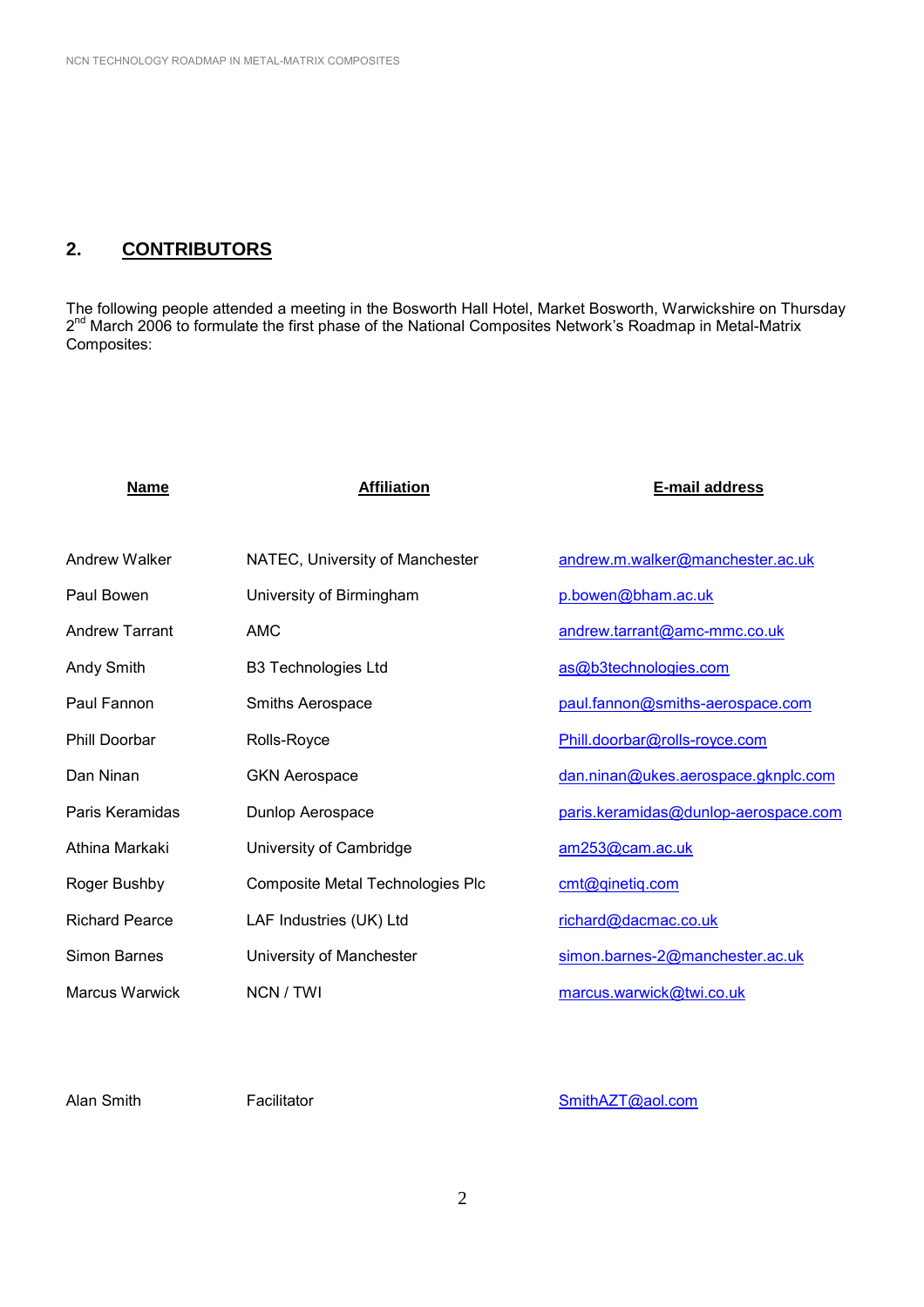## 2. CONTRIBUTORS

The following people attended a meeting in the Bosworth Hall Hotel, Market Bosworth, Warwickshire on Thursday 2nd March 2006 to formulate the first phase of the National Composites Network's Roadmap in Metal-Matrix Composites:

| Name | Affiliation | E-mail address |
|---|---|---|
| Andrew Walker | NATEC, University of Manchester | andrew.m.walker@manchester.ac.uk |
| Paul Bowen | University of Birmingham | p.bowen@bham.ac.uk |
| Andrew Tarrant | AMC | andrew.tarrant@amc-mmc.co.uk |
| Andy Smith | B3 Technologies Ltd | as@b3technologies.com |
| Paul Fannon | Smiths Aerospace | paul.fannon@smiths-aerospace.com |
| Phill Doorbar | Rolls-Royce | Phill.doorbar@rolls-royce.com |
| Dan Ninan | GKN Aerospace | dan.ninan@ukes.aerospace.gknplc.com |
| Paris Keramidas | Dunlop Aerospace | paris.keramidas@dunlop-aerospace.com |
| Athina Markaki | University of Cambridge | am253@cam.ac.uk |
| Roger Bushby | Composite Metal Technologies Plc | cmt@qinetiq.com |
| Richard Pearce | LAF Industries (UK) Ltd | richard@dacmac.co.uk |
| Simon Barnes | University of Manchester | simon.barnes-2@manchester.ac.uk |
| Marcus Warwick | NCN / TWI | marcus.warwick@twi.co.uk |
| | | |
| Alan Smith | Facilitator | SmithAZT@aol.com |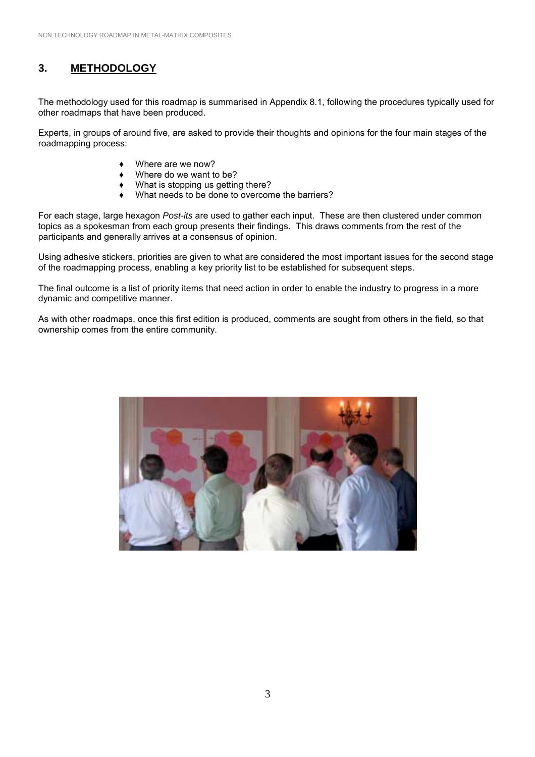## 3. METHODOLOGY

The methodology used for this roadmap is summarised in Appendix 8.1, following the procedures typically used for other roadmaps that have been produced.

Experts, in groups of around five, are asked to provide their thoughts and opinions for the four main stages of the roadmapping process:

- Where are we now?
- Where do we want to be?
- What is stopping us getting there?
- What needs to be done to overcome the barriers?

For each stage, large hexagon *Post-its* are used to gather each input. These are then clustered under common topics as a spokesman from each group presents their findings. This draws comments from the rest of the participants and generally arrives at a consensus of opinion.

Using adhesive stickers, priorities are given to what are considered the most important issues for the second stage of the roadmapping process, enabling a key priority list to be established for subsequent steps.

The final outcome is a list of priority items that need action in order to enable the industry to progress in a more dynamic and competitive manner.

As with other roadmaps, once this first edition is produced, comments are sought from others in the field, so that ownership comes from the entire community.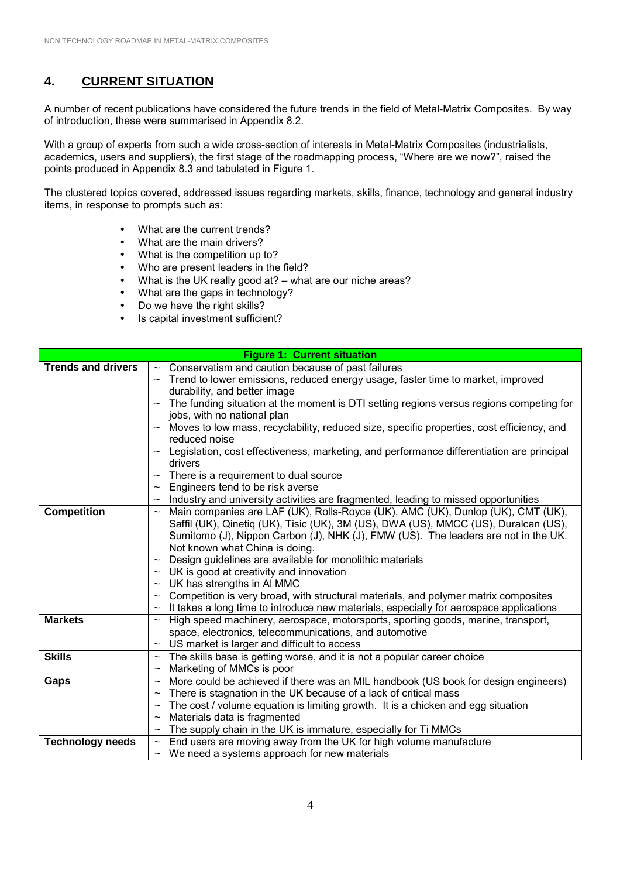## 4. CURRENT SITUATION

A number of recent publications have considered the future trends in the field of Metal-Matrix Composites. By way of introduction, these were summarised in Appendix 8.2.

With a group of experts from such a wide cross-section of interests in Metal-Matrix Composites (industrialists, academics, users and suppliers), the first stage of the roadmapping process, "Where are we now?", raised the points produced in Appendix 8.3 and tabulated in Figure 1.

The clustered topics covered, addressed issues regarding markets, skills, finance, technology and general industry items, in response to prompts such as:

- What are the current trends?
- What are the main drivers?
- What is the competition up to?
- Who are present leaders in the field?
- What is the UK really good at? – what are our niche areas?
- What are the gaps in technology?
- Do we have the right skills?
- Is capital investment sufficient?

| Figure 1: Current situation | |
|---|---|
| **Trends and drivers** | ~ Conservatism and caution because of past failures<br>~ Trend to lower emissions, reduced energy usage, faster time to market, improved durability, and better image<br>~ The funding situation at the moment is DTI setting regions versus regions competing for jobs, with no national plan<br>~ Moves to low mass, recyclability, reduced size, specific properties, cost efficiency, and reduced noise<br>~ Legislation, cost effectiveness, marketing, and performance differentiation are principal drivers<br>~ There is a requirement to dual source<br>~ Engineers tend to be risk averse<br>~ Industry and university activities are fragmented, leading to missed opportunities |
| **Competition** | ~ Main companies are LAF (UK), Rolls-Royce (UK), AMC (UK), Dunlop (UK), CMT (UK), Saffil (UK), Qinetiq (UK), Tisic (UK), 3M (US), DWA (US), MMCC (US), Duralcan (US), Sumitomo (J), Nippon Carbon (J), NHK (J), FMW (US). The leaders are not in the UK. Not known what China is doing.<br>~ Design guidelines are available for monolithic materials<br>~ UK is good at creativity and innovation<br>~ UK has strengths in Al MMC<br>~ Competition is very broad, with structural materials, and polymer matrix composites<br>~ It takes a long time to introduce new materials, especially for aerospace applications |
| **Markets** | ~ High speed machinery, aerospace, motorsports, sporting goods, marine, transport, space, electronics, telecommunications, and automotive<br>~ US market is larger and difficult to access |
| **Skills** | ~ The skills base is getting worse, and it is not a popular career choice<br>~ Marketing of MMCs is poor |
| **Gaps** | ~ More could be achieved if there was an MIL handbook (US book for design engineers)<br>~ There is stagnation in the UK because of a lack of critical mass<br>~ The cost / volume equation is limiting growth. It is a chicken and egg situation<br>~ Materials data is fragmented<br>~ The supply chain in the UK is immature, especially for Ti MMCs |
| **Technology needs** | ~ End users are moving away from the UK for high volume manufacture<br>~ We need a systems approach for new materials |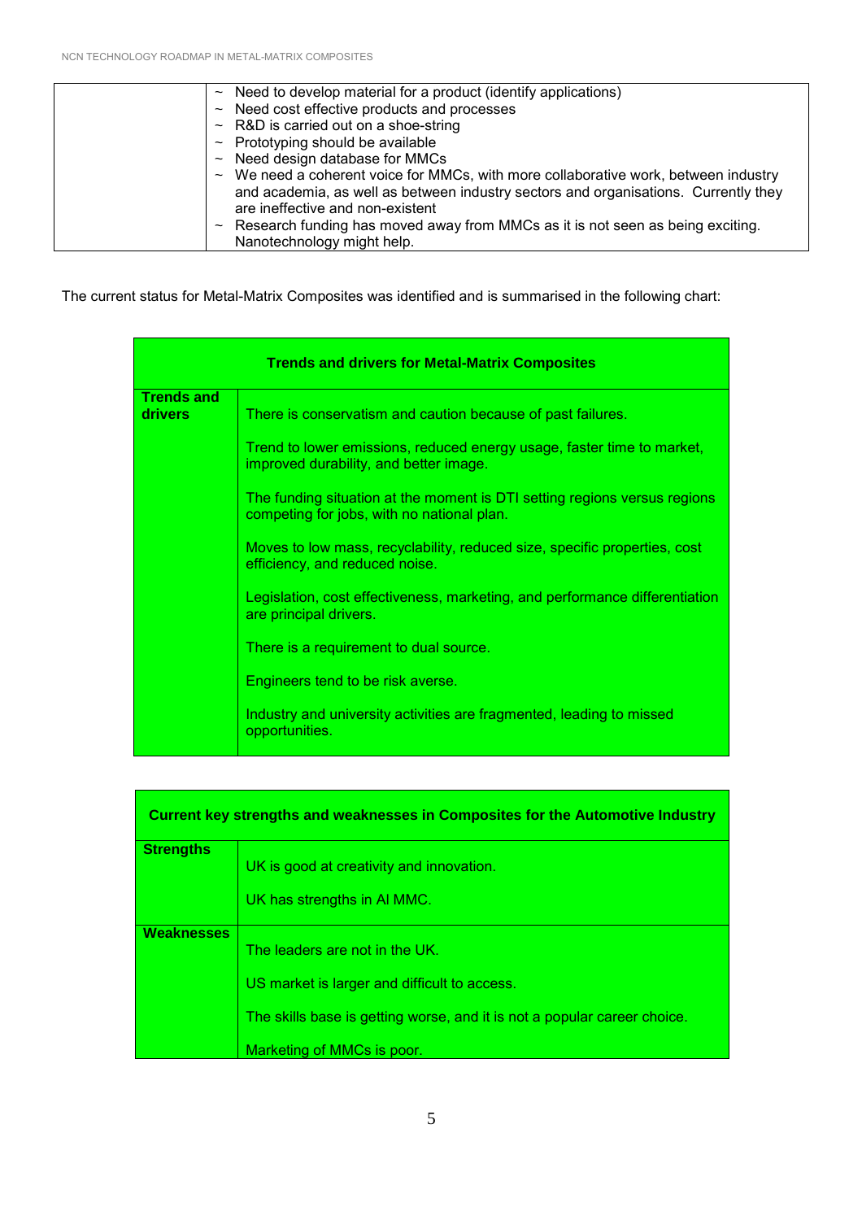| | |
|---|---|
| | ~ Need to develop material for a product (identify applications)<br>~ Need cost effective products and processes<br>~ R&D is carried out on a shoe-string<br>~ Prototyping should be available<br>~ Need design database for MMCs<br>~ We need a coherent voice for MMCs, with more collaborative work, between industry and academia, as well as between industry sectors and organisations. Currently they are ineffective and non-existent<br>~ Research funding has moved away from MMCs as it is not seen as being exciting. Nanotechnology might help. |

The current status for Metal-Matrix Composites was identified and is summarised in the following chart:

| **Trends and drivers for Metal-Matrix Composites** | |
|---|---|
| **Trends and drivers** | There is conservatism and caution because of past failures.<br><br>Trend to lower emissions, reduced energy usage, faster time to market, improved durability, and better image.<br><br>The funding situation at the moment is DTI setting regions versus regions competing for jobs, with no national plan.<br><br>Moves to low mass, recyclability, reduced size, specific properties, cost efficiency, and reduced noise.<br><br>Legislation, cost effectiveness, marketing, and performance differentiation are principal drivers.<br><br>There is a requirement to dual source.<br><br>Engineers tend to be risk averse.<br><br>Industry and university activities are fragmented, leading to missed opportunities. |

| **Current key strengths and weaknesses in Composites for the Automotive Industry** | |
|---|---|
| **Strengths** | UK is good at creativity and innovation.<br><br>UK has strengths in Al MMC. |
| **Weaknesses** | The leaders are not in the UK.<br><br>US market is larger and difficult to access.<br><br>The skills base is getting worse, and it is not a popular career choice.<br><br>Marketing of MMCs is poor. |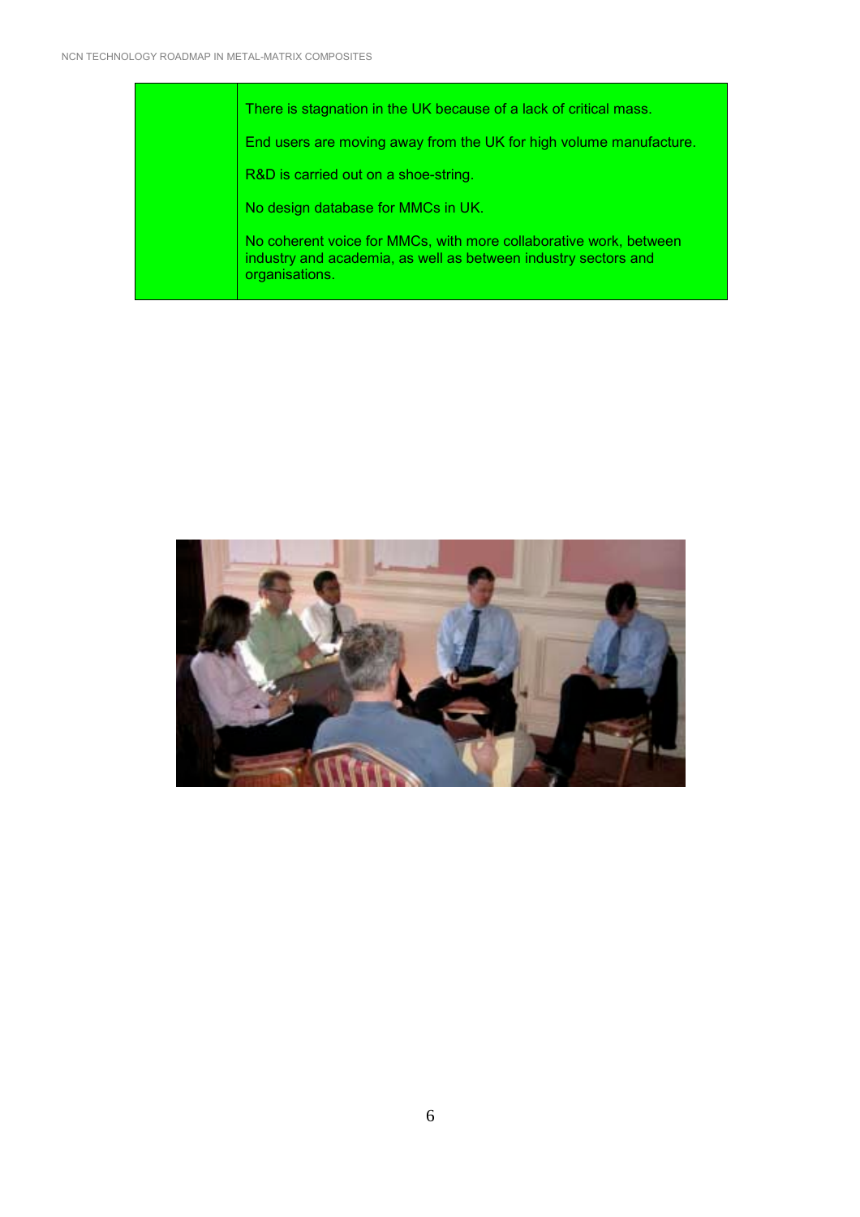| | |
|---|---|
| | There is stagnation in the UK because of a lack of critical mass.<br><br>End users are moving away from the UK for high volume manufacture.<br><br>R&D is carried out on a shoe-string.<br><br>No design database for MMCs in UK.<br><br>No coherent voice for MMCs, with more collaborative work, between industry and academia, as well as between industry sectors and organisations. |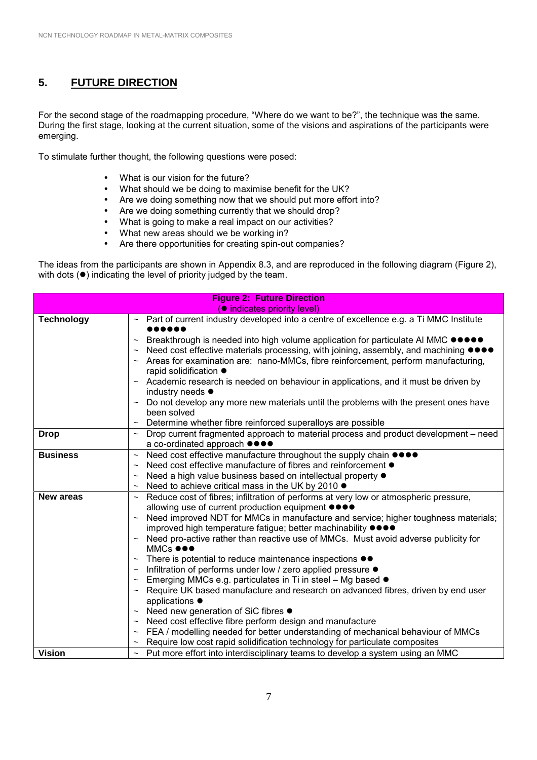## 5. FUTURE DIRECTION

For the second stage of the roadmapping procedure, "Where do we want to be?", the technique was the same. During the first stage, looking at the current situation, some of the visions and aspirations of the participants were emerging.

To stimulate further thought, the following questions were posed:

- What is our vision for the future?
- What should we be doing to maximise benefit for the UK?
- Are we doing something now that we should put more effort into?
- Are we doing something currently that we should drop?
- What is going to make a real impact on our activities?
- What new areas should we be working in?
- Are there opportunities for creating spin-out companies?

The ideas from the participants are shown in Appendix 8.3, and are reproduced in the following diagram (Figure 2), with dots (●) indicating the level of priority judged by the team.

| Figure 2: Future Direction (● indicates priority level) | |
|---|---|
| **Technology** | ~ Part of current industry developed into a centre of excellence e.g. a Ti MMC Institute ●●●●●●<br>~ Breakthrough is needed into high volume application for particulate Al MMC ●●●●●<br>~ Need cost effective materials processing, with joining, assembly, and machining ●●●●<br>~ Areas for examination are: nano-MMCs, fibre reinforcement, perform manufacturing, rapid solidification ●<br>~ Academic research is needed on behaviour in applications, and it must be driven by industry needs ●<br>~ Do not develop any more new materials until the problems with the present ones have been solved<br>~ Determine whether fibre reinforced superalloys are possible |
| **Drop** | ~ Drop current fragmented approach to material process and product development – need a co-ordinated approach ●●●● |
| **Business** | ~ Need cost effective manufacture throughout the supply chain ●●●●<br>~ Need cost effective manufacture of fibres and reinforcement ●<br>~ Need a high value business based on intellectual property ●<br>~ Need to achieve critical mass in the UK by 2010 ● |
| **New areas** | ~ Reduce cost of fibres; infiltration of performs at very low or atmospheric pressure, allowing use of current production equipment ●●●●<br>~ Need improved NDT for MMCs in manufacture and service; higher toughness materials; improved high temperature fatigue; better machinability ●●●●<br>~ Need pro-active rather than reactive use of MMCs. Must avoid adverse publicity for MMCs ●●●<br>~ There is potential to reduce maintenance inspections ●●<br>~ Infiltration of performs under low / zero applied pressure ●<br>~ Emerging MMCs e.g. particulates in Ti in steel – Mg based ●<br>~ Require UK based manufacture and research on advanced fibres, driven by end user applications ●<br>~ Need new generation of SiC fibres ●<br>~ Need cost effective fibre perform design and manufacture<br>~ FEA / modelling needed for better understanding of mechanical behaviour of MMCs<br>~ Require low cost rapid solidification technology for particulate composites |
| **Vision** | ~ Put more effort into interdisciplinary teams to develop a system using an MMC |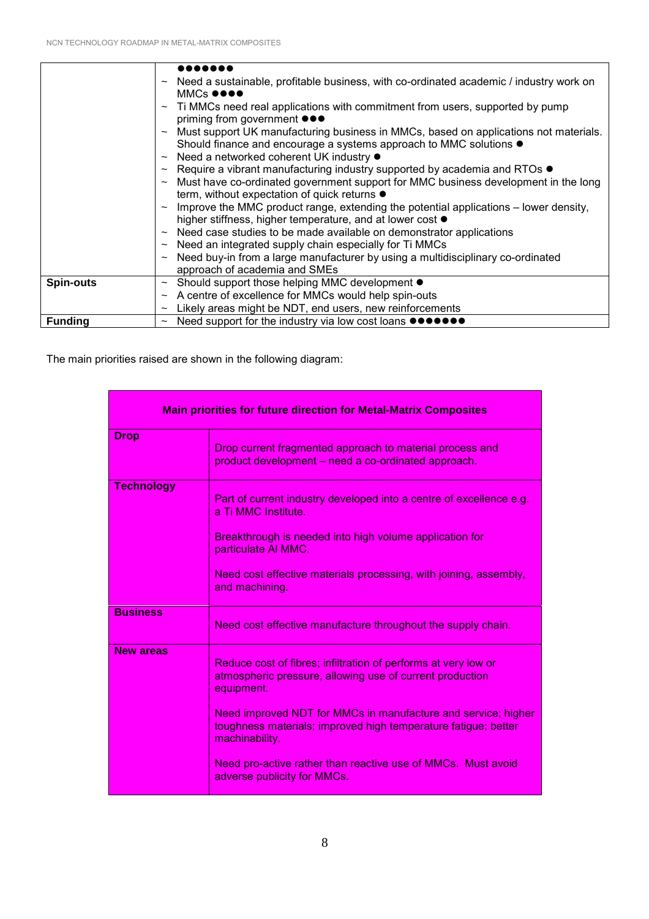| | |
|---|---|
| | ●●●●●●● <br> ~ Need a sustainable, profitable business, with co-ordinated academic / industry work on MMCs ●●●● <br> ~ Ti MMCs need real applications with commitment from users, supported by pump priming from government ●●● <br> ~ Must support UK manufacturing business in MMCs, based on applications not materials. Should finance and encourage a systems approach to MMC solutions ● <br> ~ Need a networked coherent UK industry ● <br> ~ Require a vibrant manufacturing industry supported by academia and RTOs ● <br> ~ Must have co-ordinated government support for MMC business development in the long term, without expectation of quick returns ● <br> ~ Improve the MMC product range, extending the potential applications – lower density, higher stiffness, higher temperature, and at lower cost ● <br> ~ Need case studies to be made available on demonstrator applications <br> ~ Need an integrated supply chain especially for Ti MMCs <br> ~ Need buy-in from a large manufacturer by using a multidisciplinary co-ordinated approach of academia and SMEs |
| **Spin-outs** | ~ Should support those helping MMC development ● <br> ~ A centre of excellence for MMCs would help spin-outs <br> ~ Likely areas might be NDT, end users, new reinforcements |
| **Funding** | ~ Need support for the industry via low cost loans ●●●●●●● |

The main priorities raised are shown in the following diagram:

| **Main priorities for future direction for Metal-Matrix Composites** | |
|---|---|
| **Drop** | Drop current fragmented approach to material process and product development – need a co-ordinated approach. |
| **Technology** | Part of current industry developed into a centre of excellence e.g. a Ti MMC Institute. <br><br> Breakthrough is needed into high volume application for particulate Al MMC. <br><br> Need cost effective materials processing, with joining, assembly, and machining. |
| **Business** | Need cost effective manufacture throughout the supply chain. |
| **New areas** | Reduce cost of fibres; infiltration of performs at very low or atmospheric pressure, allowing use of current production equipment. <br><br> Need improved NDT for MMCs in manufacture and service; higher toughness materials; improved high temperature fatigue; better machinability. <br><br> Need pro-active rather than reactive use of MMCs. Must avoid adverse publicity for MMCs. |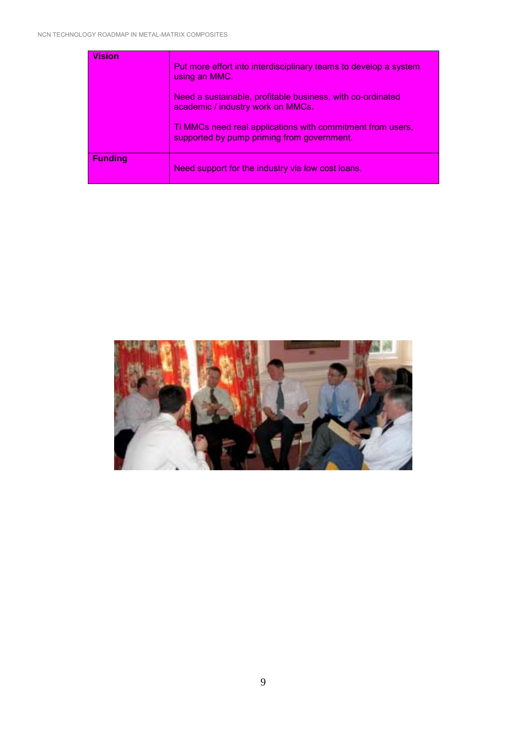| Vision | Put more effort into interdisciplinary teams to develop a system using an MMC.<br><br>Need a sustainable, profitable business, with co-ordinated academic / industry work on MMCs.<br><br>Ti MMCs need real applications with commitment from users, supported by pump priming from government. |
| --- | --- |
| Funding | Need support for the industry via low cost loans. |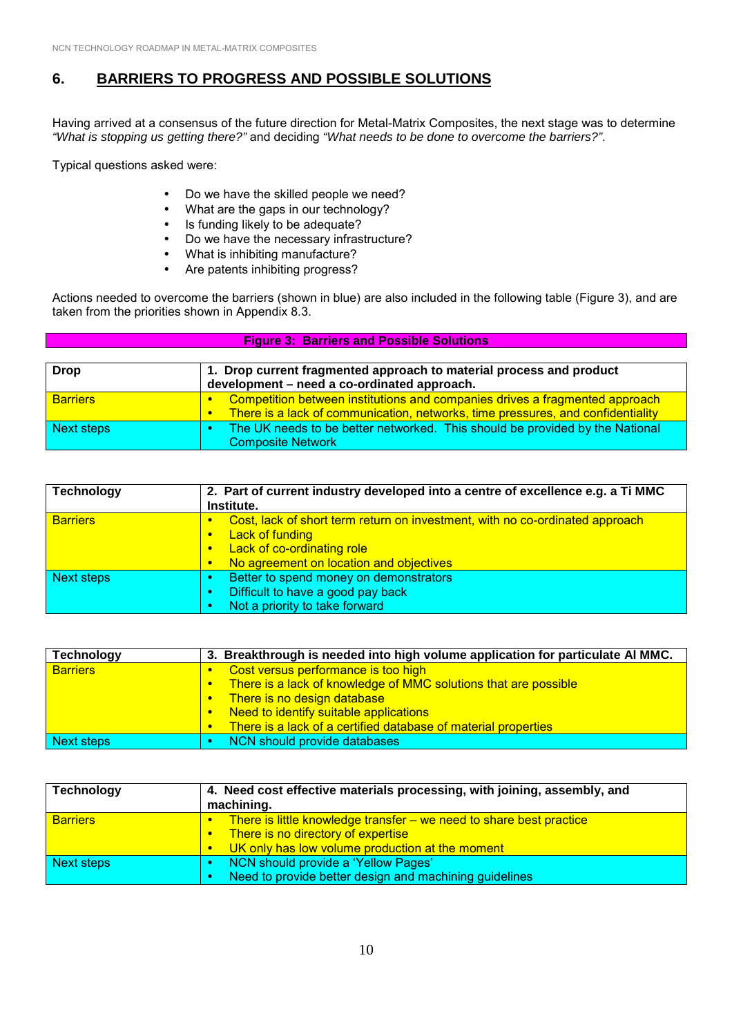## 6. BARRIERS TO PROGRESS AND POSSIBLE SOLUTIONS

Having arrived at a consensus of the future direction for Metal-Matrix Composites, the next stage was to determine *"What is stopping us getting there?"* and deciding *"What needs to be done to overcome the barriers?"*.

Typical questions asked were:

- Do we have the skilled people we need?
- What are the gaps in our technology?
- Is funding likely to be adequate?
- Do we have the necessary infrastructure?
- What is inhibiting manufacture?
- Are patents inhibiting progress?

Actions needed to overcome the barriers (shown in blue) are also included in the following table (Figure 3), and are taken from the priorities shown in Appendix 8.3.

**Figure 3: Barriers and Possible Solutions**

| **Drop** | **1. Drop current fragmented approach to material process and product development – need a co-ordinated approach.** |
|---|---|
| Barriers | • Competition between institutions and companies drives a fragmented approach<br>• There is a lack of communication, networks, time pressures, and confidentiality |
| Next steps | • The UK needs to be better networked. This should be provided by the National Composite Network |

| **Technology** | **2. Part of current industry developed into a centre of excellence e.g. a Ti MMC Institute.** |
|---|---|
| Barriers | • Cost, lack of short term return on investment, with no co-ordinated approach<br>• Lack of funding<br>• Lack of co-ordinating role<br>• No agreement on location and objectives |
| Next steps | • Better to spend money on demonstrators<br>• Difficult to have a good pay back<br>• Not a priority to take forward |

| **Technology** | **3. Breakthrough is needed into high volume application for particulate Al MMC.** |
|---|---|
| Barriers | • Cost versus performance is too high<br>• There is a lack of knowledge of MMC solutions that are possible<br>• There is no design database<br>• Need to identify suitable applications<br>• There is a lack of a certified database of material properties |
| Next steps | • NCN should provide databases |

| **Technology** | **4. Need cost effective materials processing, with joining, assembly, and machining.** |
|---|---|
| Barriers | • There is little knowledge transfer – we need to share best practice<br>• There is no directory of expertise<br>• UK only has low volume production at the moment |
| Next steps | • NCN should provide a 'Yellow Pages'<br>• Need to provide better design and machining guidelines |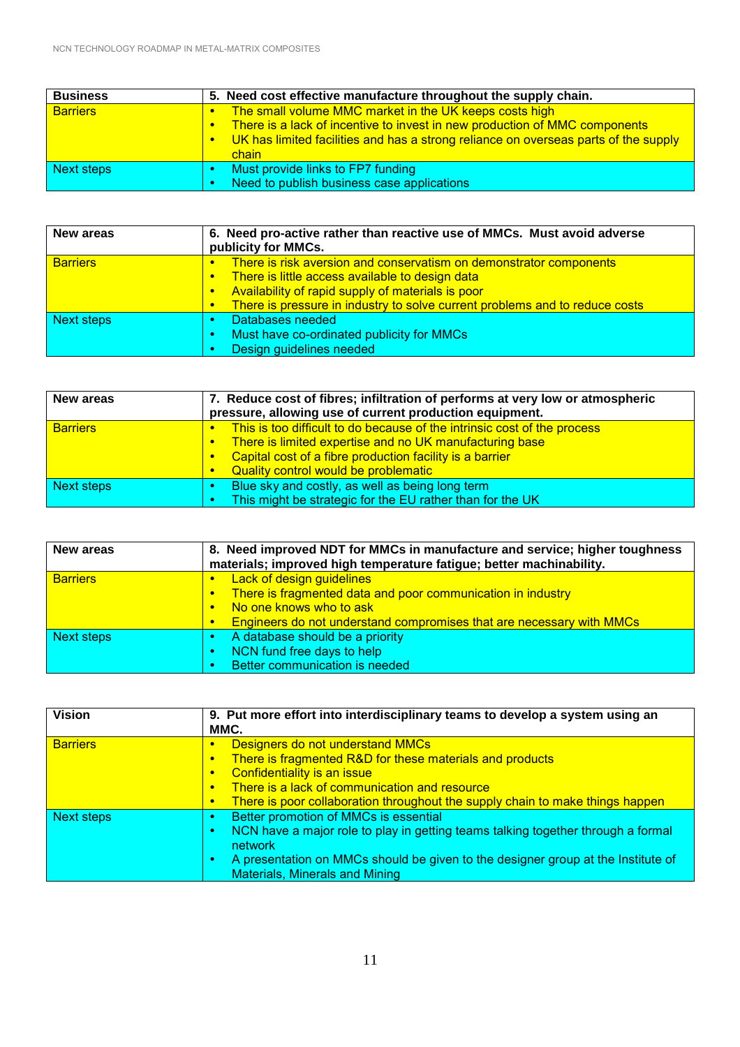| Business | 5. Need cost effective manufacture throughout the supply chain. |
|---|---|
| Barriers | • The small volume MMC market in the UK keeps costs high<br>• There is a lack of incentive to invest in new production of MMC components<br>• UK has limited facilities and has a strong reliance on overseas parts of the supply chain |
| Next steps | • Must provide links to FP7 funding<br>• Need to publish business case applications |

| New areas | 6. Need pro-active rather than reactive use of MMCs. Must avoid adverse publicity for MMCs. |
|---|---|
| Barriers | • There is risk aversion and conservatism on demonstrator components<br>• There is little access available to design data<br>• Availability of rapid supply of materials is poor<br>• There is pressure in industry to solve current problems and to reduce costs |
| Next steps | • Databases needed<br>• Must have co-ordinated publicity for MMCs<br>• Design guidelines needed |

| New areas | 7. Reduce cost of fibres; infiltration of performs at very low or atmospheric pressure, allowing use of current production equipment. |
|---|---|
| Barriers | • This is too difficult to do because of the intrinsic cost of the process<br>• There is limited expertise and no UK manufacturing base<br>• Capital cost of a fibre production facility is a barrier<br>• Quality control would be problematic |
| Next steps | • Blue sky and costly, as well as being long term<br>• This might be strategic for the EU rather than for the UK |

| New areas | 8. Need improved NDT for MMCs in manufacture and service; higher toughness materials; improved high temperature fatigue; better machinability. |
|---|---|
| Barriers | • Lack of design guidelines<br>• There is fragmented data and poor communication in industry<br>• No one knows who to ask<br>• Engineers do not understand compromises that are necessary with MMCs |
| Next steps | • A database should be a priority<br>• NCN fund free days to help<br>• Better communication is needed |

| Vision | 9. Put more effort into interdisciplinary teams to develop a system using an MMC. |
|---|---|
| Barriers | • Designers do not understand MMCs<br>• There is fragmented R&D for these materials and products<br>• Confidentiality is an issue<br>• There is a lack of communication and resource<br>• There is poor collaboration throughout the supply chain to make things happen |
| Next steps | • Better promotion of MMCs is essential<br>• NCN have a major role to play in getting teams talking together through a formal network<br>• A presentation on MMCs should be given to the designer group at the Institute of Materials, Minerals and Mining |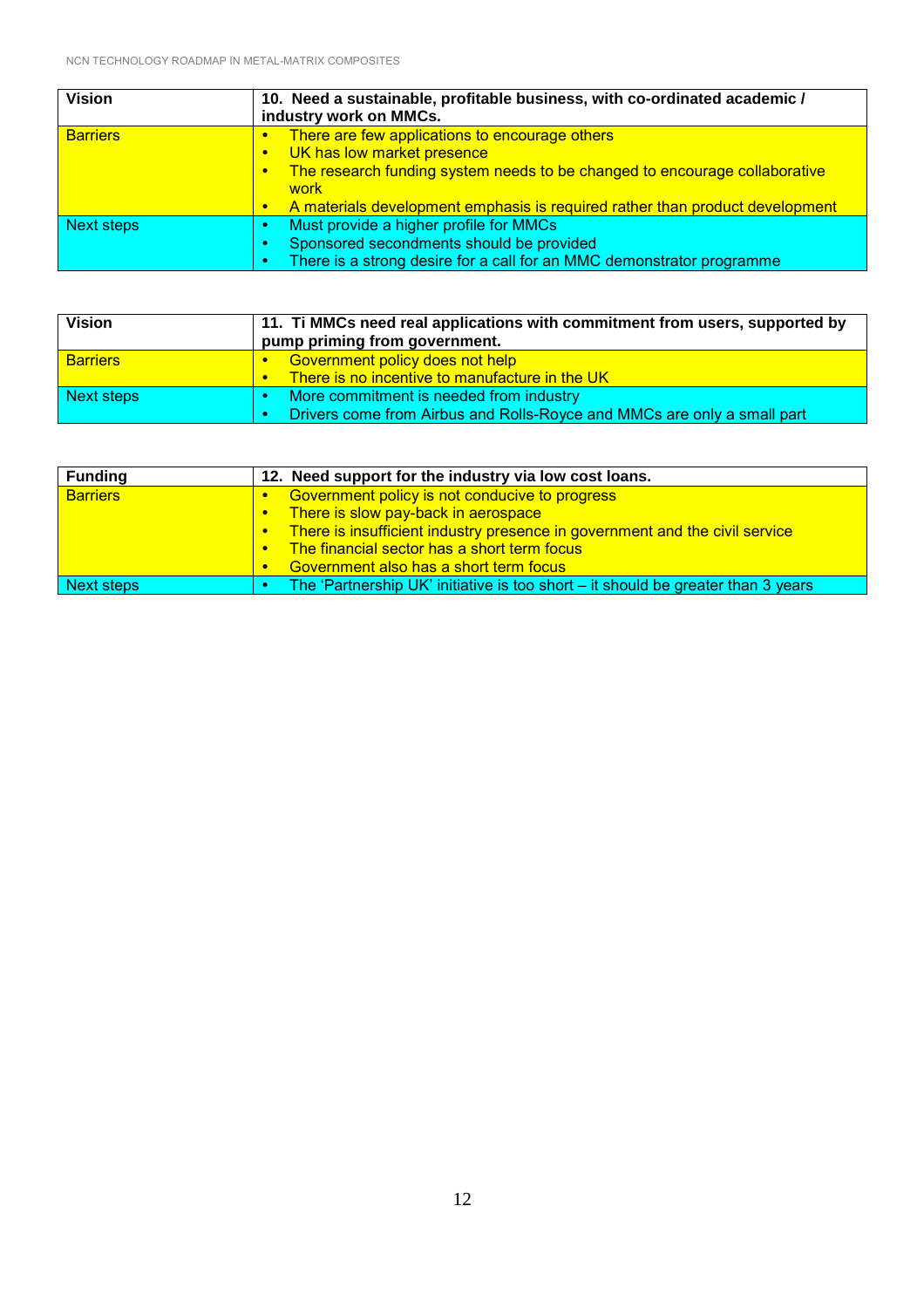| Vision | 10. Need a sustainable, profitable business, with co-ordinated academic / industry work on MMCs. |
|---|---|
| Barriers | • There are few applications to encourage others<br>• UK has low market presence<br>• The research funding system needs to be changed to encourage collaborative work<br>• A materials development emphasis is required rather than product development |
| Next steps | • Must provide a higher profile for MMCs<br>• Sponsored secondments should be provided<br>• There is a strong desire for a call for an MMC demonstrator programme |

| Vision | 11. Ti MMCs need real applications with commitment from users, supported by pump priming from government. |
|---|---|
| Barriers | • Government policy does not help<br>• There is no incentive to manufacture in the UK |
| Next steps | • More commitment is needed from industry<br>• Drivers come from Airbus and Rolls-Royce and MMCs are only a small part |

| Funding | 12. Need support for the industry via low cost loans. |
|---|---|
| Barriers | • Government policy is not conducive to progress<br>• There is slow pay-back in aerospace<br>• There is insufficient industry presence in government and the civil service<br>• The financial sector has a short term focus<br>• Government also has a short term focus |
| Next steps | • The 'Partnership UK' initiative is too short – it should be greater than 3 years |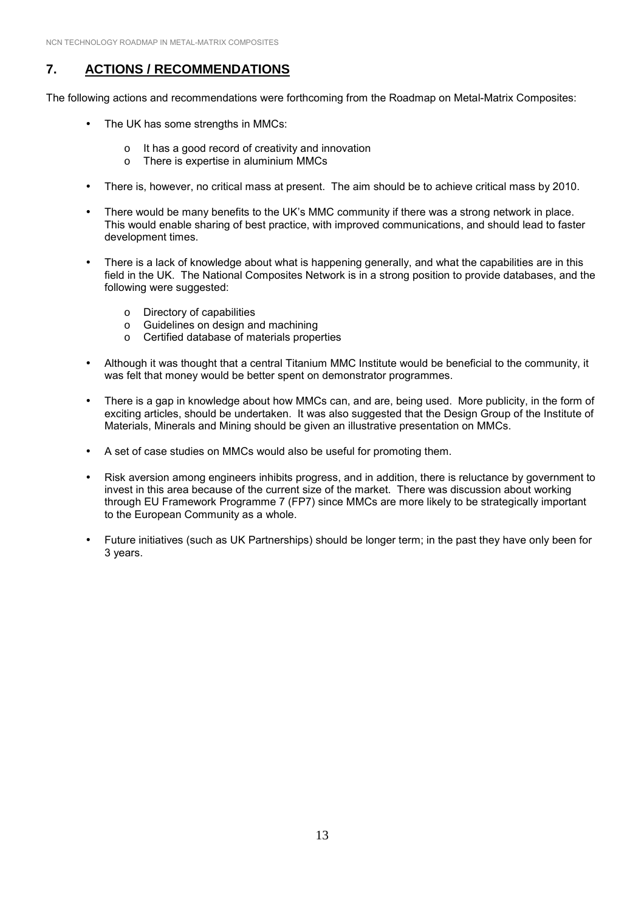## 7. ACTIONS / RECOMMENDATIONS

The following actions and recommendations were forthcoming from the Roadmap on Metal-Matrix Composites:

- The UK has some strengths in MMCs:
  - It has a good record of creativity and innovation
  - There is expertise in aluminium MMCs
- There is, however, no critical mass at present. The aim should be to achieve critical mass by 2010.
- There would be many benefits to the UK's MMC community if there was a strong network in place. This would enable sharing of best practice, with improved communications, and should lead to faster development times.
- There is a lack of knowledge about what is happening generally, and what the capabilities are in this field in the UK. The National Composites Network is in a strong position to provide databases, and the following were suggested:
  - Directory of capabilities
  - Guidelines on design and machining
  - Certified database of materials properties
- Although it was thought that a central Titanium MMC Institute would be beneficial to the community, it was felt that money would be better spent on demonstrator programmes.
- There is a gap in knowledge about how MMCs can, and are, being used. More publicity, in the form of exciting articles, should be undertaken. It was also suggested that the Design Group of the Institute of Materials, Minerals and Mining should be given an illustrative presentation on MMCs.
- A set of case studies on MMCs would also be useful for promoting them.
- Risk aversion among engineers inhibits progress, and in addition, there is reluctance by government to invest in this area because of the current size of the market. There was discussion about working through EU Framework Programme 7 (FP7) since MMCs are more likely to be strategically important to the European Community as a whole.
- Future initiatives (such as UK Partnerships) should be longer term; in the past they have only been for 3 years.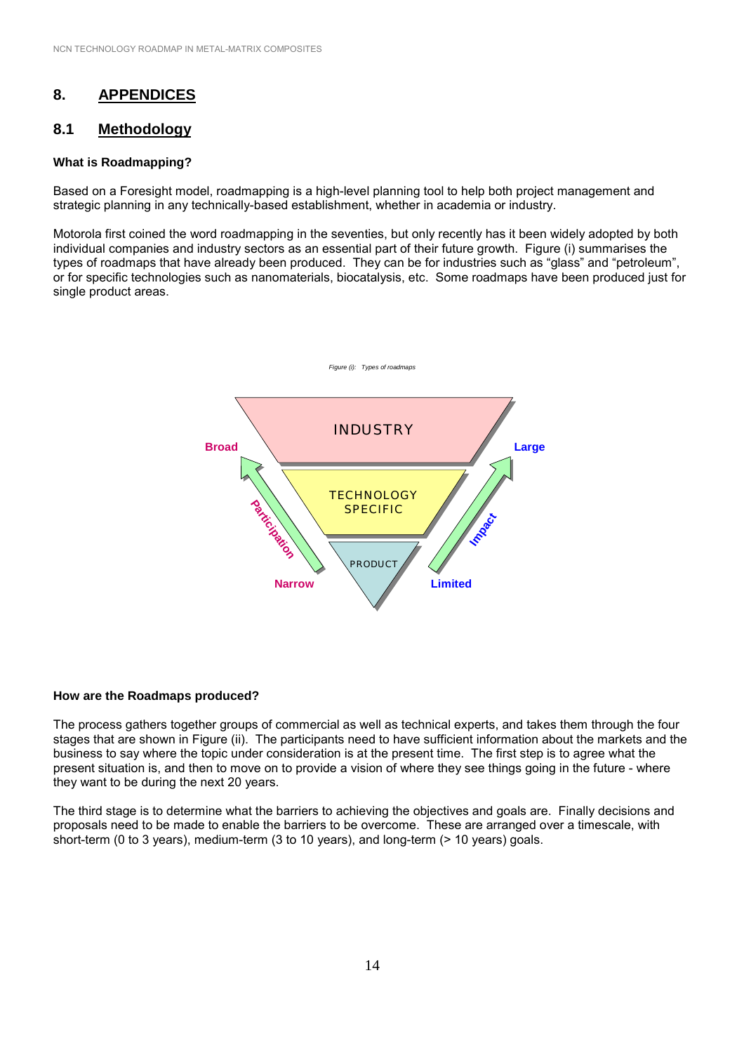# 8. APPENDICES

## 8.1 Methodology

**What is Roadmapping?**

Based on a Foresight model, roadmapping is a high-level planning tool to help both project management and strategic planning in any technically-based establishment, whether in academia or industry.

Motorola first coined the word roadmapping in the seventies, but only recently has it been widely adopted by both individual companies and industry sectors as an essential part of their future growth. Figure (i) summarises the types of roadmaps that have already been produced. They can be for industries such as "glass" and "petroleum", or for specific technologies such as nanomaterials, biocatalysis, etc. Some roadmaps have been produced just for single product areas.

*Figure (i): Types of roadmaps*

INDUSTRY

TECHNOLOGY SPECIFIC

PRODUCT

Broad — Participation — Narrow

Large — Impact — Limited

**How are the Roadmaps produced?**

The process gathers together groups of commercial as well as technical experts, and takes them through the four stages that are shown in Figure (ii). The participants need to have sufficient information about the markets and the business to say where the topic under consideration is at the present time. The first step is to agree what the present situation is, and then to move on to provide a vision of where they see things going in the future - where they want to be during the next 20 years.

The third stage is to determine what the barriers to achieving the objectives and goals are. Finally decisions and proposals need to be made to enable the barriers to be overcome. These are arranged over a timescale, with short-term (0 to 3 years), medium-term (3 to 10 years), and long-term (> 10 years) goals.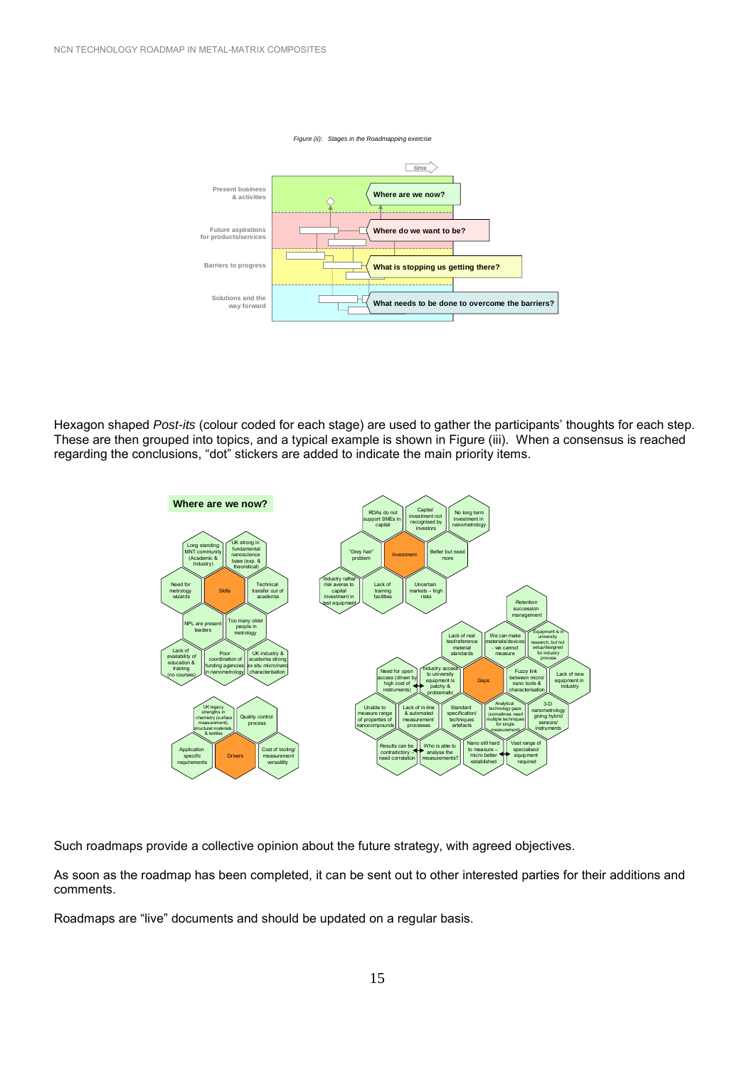Figure (ii): Stages in the Roadmapping exercise

Hexagon shaped *Post-its* (colour coded for each stage) are used to gather the participants' thoughts for each step. These are then grouped into topics, and a typical example is shown in Figure (iii). When a consensus is reached regarding the conclusions, "dot" stickers are added to indicate the main priority items.

Such roadmaps provide a collective opinion about the future strategy, with agreed objectives.

As soon as the roadmap has been completed, it can be sent out to other interested parties for their additions and comments.

Roadmaps are "live" documents and should be updated on a regular basis.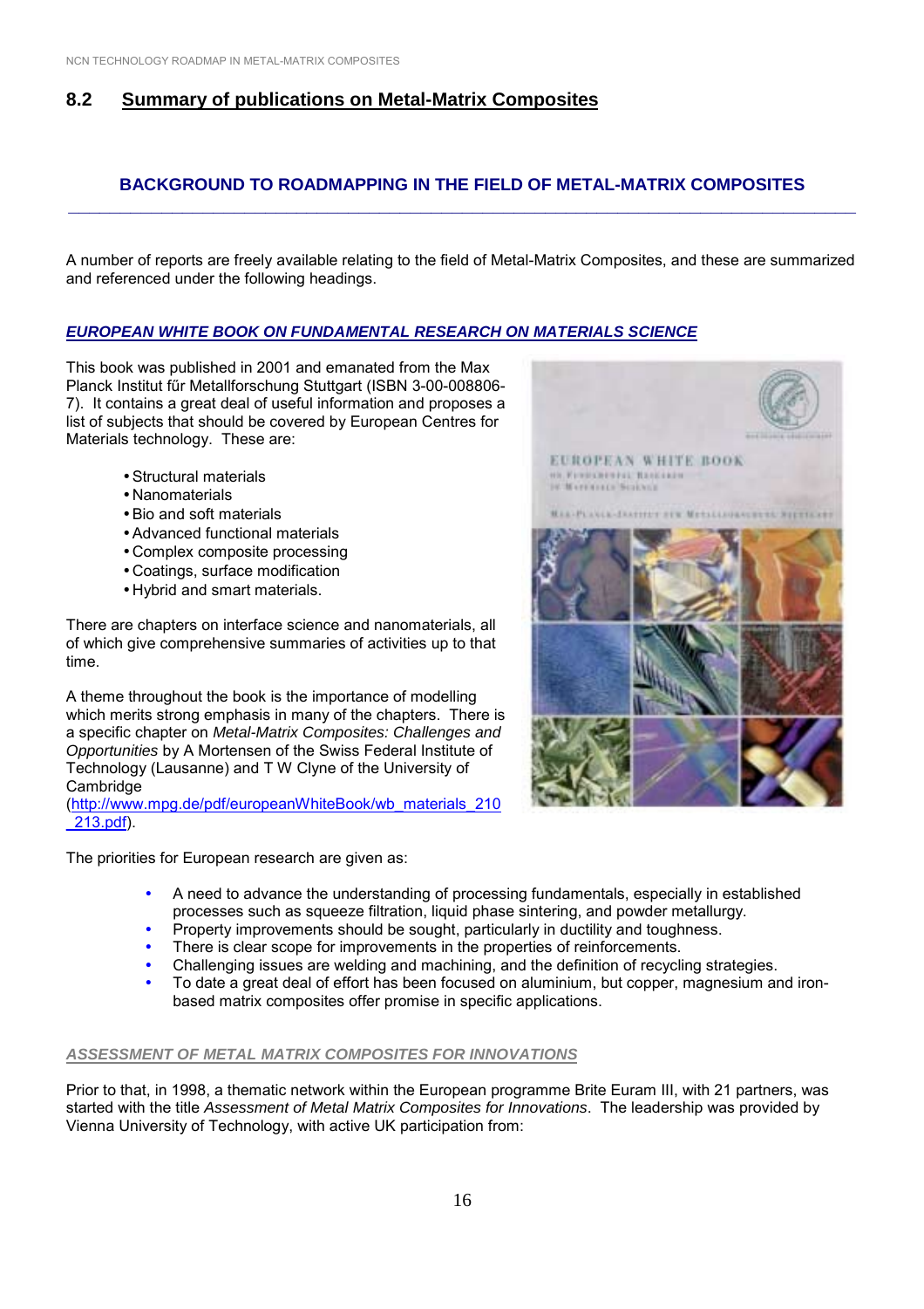## 8.2 Summary of publications on Metal-Matrix Composites

### BACKGROUND TO ROADMAPPING IN THE FIELD OF METAL-MATRIX COMPOSITES

A number of reports are freely available relating to the field of Metal-Matrix Composites, and these are summarized and referenced under the following headings.

#### *EUROPEAN WHITE BOOK ON FUNDAMENTAL RESEARCH ON MATERIALS SCIENCE*

This book was published in 2001 and emanated from the Max Planck Institut fűr Metallforschung Stuttgart (ISBN 3-00-008806-7). It contains a great deal of useful information and proposes a list of subjects that should be covered by European Centres for Materials technology. These are:

- Structural materials
- Nanomaterials
- Bio and soft materials
- Advanced functional materials
- Complex composite processing
- Coatings, surface modification
- Hybrid and smart materials.

There are chapters on interface science and nanomaterials, all of which give comprehensive summaries of activities up to that time.

A theme throughout the book is the importance of modelling which merits strong emphasis in many of the chapters. There is a specific chapter on *Metal-Matrix Composites: Challenges and Opportunities* by A Mortensen of the Swiss Federal Institute of Technology (Lausanne) and T W Clyne of the University of Cambridge (http://www.mpg.de/pdf/europeanWhiteBook/wb_materials_210_213.pdf).

The priorities for European research are given as:

- A need to advance the understanding of processing fundamentals, especially in established processes such as squeeze filtration, liquid phase sintering, and powder metallurgy.
- Property improvements should be sought, particularly in ductility and toughness.
- There is clear scope for improvements in the properties of reinforcements.
- Challenging issues are welding and machining, and the definition of recycling strategies.
- To date a great deal of effort has been focused on aluminium, but copper, magnesium and iron-based matrix composites offer promise in specific applications.

#### *ASSESSMENT OF METAL MATRIX COMPOSITES FOR INNOVATIONS*

Prior to that, in 1998, a thematic network within the European programme Brite Euram III, with 21 partners, was started with the title *Assessment of Metal Matrix Composites for Innovations*. The leadership was provided by Vienna University of Technology, with active UK participation from: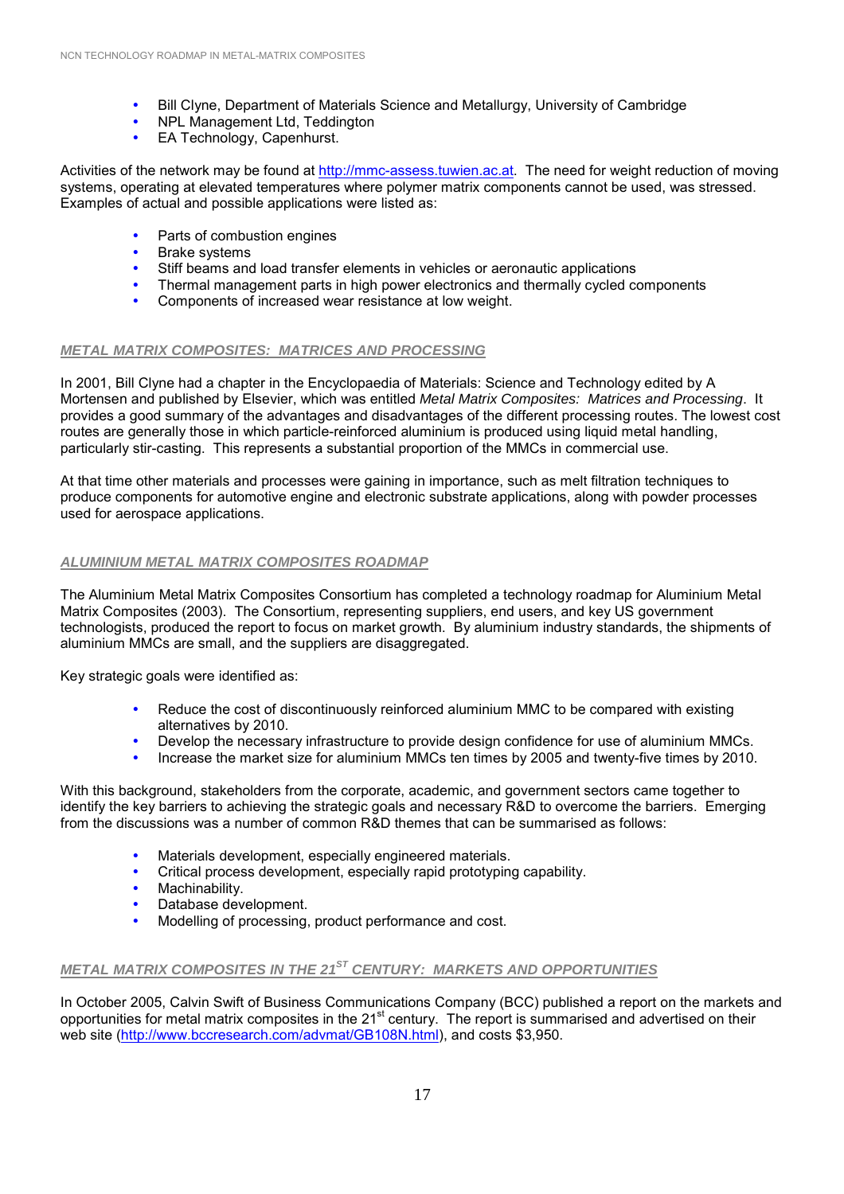- Bill Clyne, Department of Materials Science and Metallurgy, University of Cambridge
- NPL Management Ltd, Teddington
- EA Technology, Capenhurst.

Activities of the network may be found at http://mmc-assess.tuwien.ac.at. The need for weight reduction of moving systems, operating at elevated temperatures where polymer matrix components cannot be used, was stressed. Examples of actual and possible applications were listed as:

- Parts of combustion engines
- Brake systems
- Stiff beams and load transfer elements in vehicles or aeronautic applications
- Thermal management parts in high power electronics and thermally cycled components
- Components of increased wear resistance at low weight.

## METAL MATRIX COMPOSITES: MATRICES AND PROCESSING

In 2001, Bill Clyne had a chapter in the Encyclopaedia of Materials: Science and Technology edited by A Mortensen and published by Elsevier, which was entitled *Metal Matrix Composites: Matrices and Processing*. It provides a good summary of the advantages and disadvantages of the different processing routes. The lowest cost routes are generally those in which particle-reinforced aluminium is produced using liquid metal handling, particularly stir-casting. This represents a substantial proportion of the MMCs in commercial use.

At that time other materials and processes were gaining in importance, such as melt filtration techniques to produce components for automotive engine and electronic substrate applications, along with powder processes used for aerospace applications.

## ALUMINIUM METAL MATRIX COMPOSITES ROADMAP

The Aluminium Metal Matrix Composites Consortium has completed a technology roadmap for Aluminium Metal Matrix Composites (2003). The Consortium, representing suppliers, end users, and key US government technologists, produced the report to focus on market growth. By aluminium industry standards, the shipments of aluminium MMCs are small, and the suppliers are disaggregated.

Key strategic goals were identified as:

- Reduce the cost of discontinuously reinforced aluminium MMC to be compared with existing alternatives by 2010.
- Develop the necessary infrastructure to provide design confidence for use of aluminium MMCs.
- Increase the market size for aluminium MMCs ten times by 2005 and twenty-five times by 2010.

With this background, stakeholders from the corporate, academic, and government sectors came together to identify the key barriers to achieving the strategic goals and necessary R&D to overcome the barriers. Emerging from the discussions was a number of common R&D themes that can be summarised as follows:

- Materials development, especially engineered materials.
- Critical process development, especially rapid prototyping capability.
- Machinability.
- Database development.
- Modelling of processing, product performance and cost.

## METAL MATRIX COMPOSITES IN THE 21ST CENTURY: MARKETS AND OPPORTUNITIES

In October 2005, Calvin Swift of Business Communications Company (BCC) published a report on the markets and opportunities for metal matrix composites in the 21st century. The report is summarised and advertised on their web site (http://www.bccresearch.com/advmat/GB108N.html), and costs $3,950.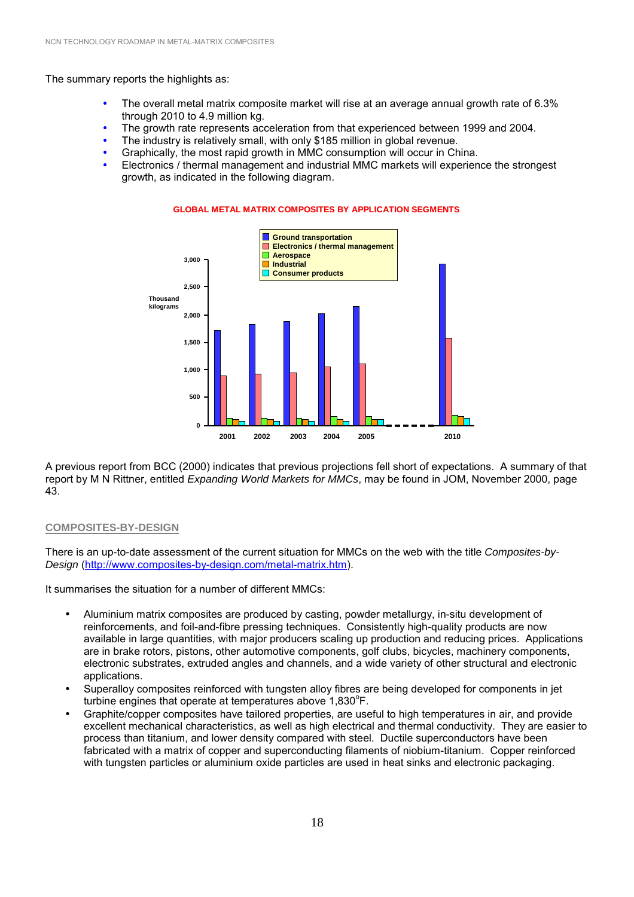The summary reports the highlights as:

- The overall metal matrix composite market will rise at an average annual growth rate of 6.3% through 2010 to 4.9 million kg.
- The growth rate represents acceleration from that experienced between 1999 and 2004.
- The industry is relatively small, with only $185 million in global revenue.
- Graphically, the most rapid growth in MMC consumption will occur in China.
- Electronics / thermal management and industrial MMC markets will experience the strongest growth, as indicated in the following diagram.

**GLOBAL METAL MATRIX COMPOSITES BY APPLICATION SEGMENTS**

A previous report from BCC (2000) indicates that previous projections fell short of expectations. A summary of that report by M N Rittner, entitled *Expanding World Markets for MMCs*, may be found in JOM, November 2000, page 43.

## COMPOSITES-BY-DESIGN

There is an up-to-date assessment of the current situation for MMCs on the web with the title *Composites-by-Design* (http://www.composites-by-design.com/metal-matrix.htm).

It summarises the situation for a number of different MMCs:

- Aluminium matrix composites are produced by casting, powder metallurgy, in-situ development of reinforcements, and foil-and-fibre pressing techniques. Consistently high-quality products are now available in large quantities, with major producers scaling up production and reducing prices. Applications are in brake rotors, pistons, other automotive components, golf clubs, bicycles, machinery components, electronic substrates, extruded angles and channels, and a wide variety of other structural and electronic applications.
- Superalloy composites reinforced with tungsten alloy fibres are being developed for components in jet turbine engines that operate at temperatures above 1,830°F.
- Graphite/copper composites have tailored properties, are useful to high temperatures in air, and provide excellent mechanical characteristics, as well as high electrical and thermal conductivity. They are easier to process than titanium, and lower density compared with steel. Ductile superconductors have been fabricated with a matrix of copper and superconducting filaments of niobium-titanium. Copper reinforced with tungsten particles or aluminium oxide particles are used in heat sinks and electronic packaging.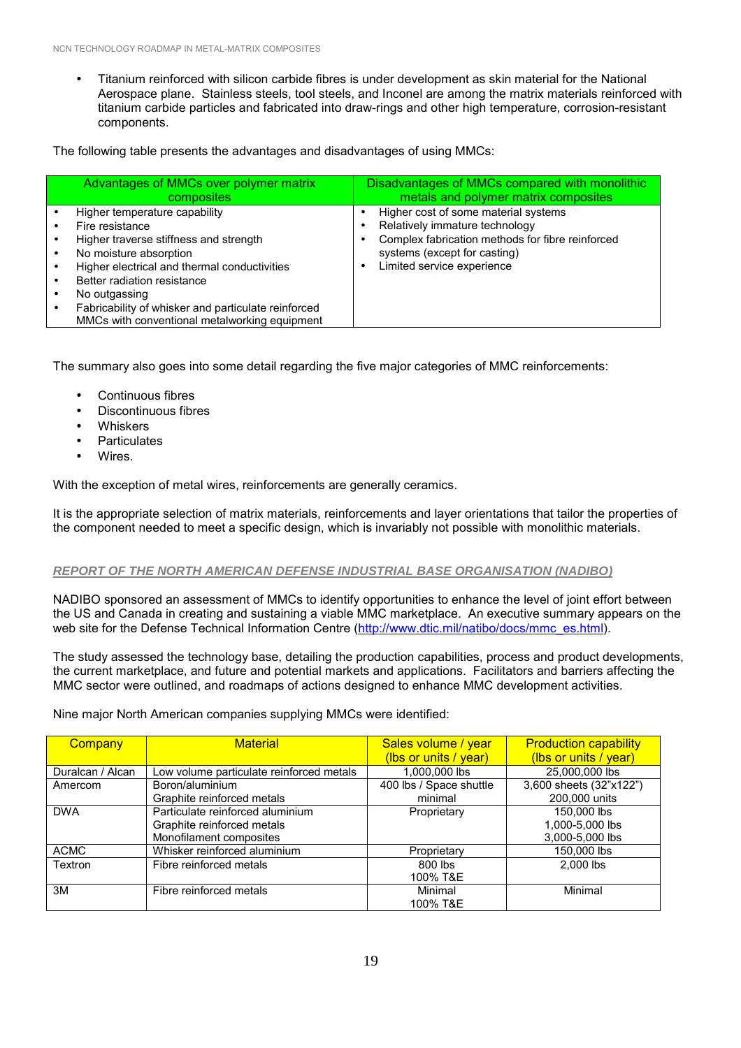- Titanium reinforced with silicon carbide fibres is under development as skin material for the National Aerospace plane. Stainless steels, tool steels, and Inconel are among the matrix materials reinforced with titanium carbide particles and fabricated into draw-rings and other high temperature, corrosion-resistant components.

The following table presents the advantages and disadvantages of using MMCs:

| Advantages of MMCs over polymer matrix composites | Disadvantages of MMCs compared with monolithic metals and polymer matrix composites |
|---|---|
| • Higher temperature capability<br>• Fire resistance<br>• Higher traverse stiffness and strength<br>• No moisture absorption<br>• Higher electrical and thermal conductivities<br>• Better radiation resistance<br>• No outgassing<br>• Fabricability of whisker and particulate reinforced MMCs with conventional metalworking equipment | • Higher cost of some material systems<br>• Relatively immature technology<br>• Complex fabrication methods for fibre reinforced systems (except for casting)<br>• Limited service experience |

The summary also goes into some detail regarding the five major categories of MMC reinforcements:

- Continuous fibres
- Discontinuous fibres
- Whiskers
- Particulates
- Wires.

With the exception of metal wires, reinforcements are generally ceramics.

It is the appropriate selection of matrix materials, reinforcements and layer orientations that tailor the properties of the component needed to meet a specific design, which is invariably not possible with monolithic materials.

### *REPORT OF THE NORTH AMERICAN DEFENSE INDUSTRIAL BASE ORGANISATION (NADIBO)*

NADIBO sponsored an assessment of MMCs to identify opportunities to enhance the level of joint effort between the US and Canada in creating and sustaining a viable MMC marketplace. An executive summary appears on the web site for the Defense Technical Information Centre (http://www.dtic.mil/natibo/docs/mmc_es.html).

The study assessed the technology base, detailing the production capabilities, process and product developments, the current marketplace, and future and potential markets and applications. Facilitators and barriers affecting the MMC sector were outlined, and roadmaps of actions designed to enhance MMC development activities.

Nine major North American companies supplying MMCs were identified:

| Company | Material | Sales volume / year (lbs or units / year) | Production capability (lbs or units / year) |
|---|---|---|---|
| Duralcan / Alcan | Low volume particulate reinforced metals | 1,000,000 lbs | 25,000,000 lbs |
| Amercom | Boron/aluminium<br>Graphite reinforced metals | 400 lbs / Space shuttle<br>minimal | 3,600 sheets (32"x122")<br>200,000 units |
| DWA | Particulate reinforced aluminium<br>Graphite reinforced metals<br>Monofilament composites | Proprietary | 150,000 lbs<br>1,000-5,000 lbs<br>3,000-5,000 lbs |
| ACMC | Whisker reinforced aluminium | Proprietary | 150,000 lbs |
| Textron | Fibre reinforced metals | 800 lbs<br>100% T&E | 2,000 lbs |
| 3M | Fibre reinforced metals | Minimal<br>100% T&E | Minimal |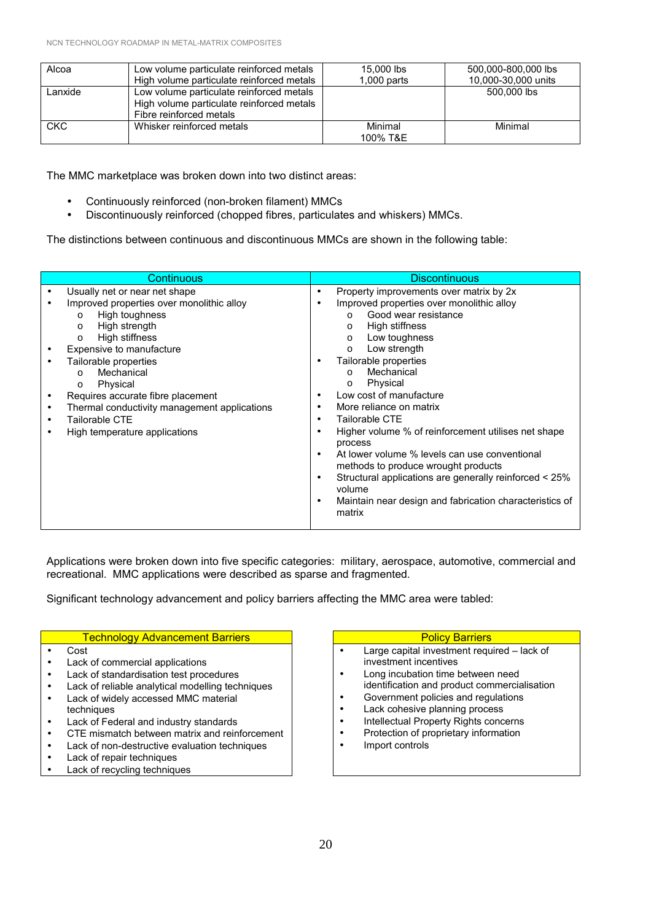| Alcoa | Low volume particulate reinforced metals<br>High volume particulate reinforced metals | 15,000 lbs<br>1,000 parts | 500,000-800,000 lbs<br>10,000-30,000 units |
|---|---|---|---|
| Lanxide | Low volume particulate reinforced metals<br>High volume particulate reinforced metals<br>Fibre reinforced metals | | 500,000 lbs |
| CKC | Whisker reinforced metals | Minimal<br>100% T&E | Minimal |

The MMC marketplace was broken down into two distinct areas:

- Continuously reinforced (non-broken filament) MMCs
- Discontinuously reinforced (chopped fibres, particulates and whiskers) MMCs.

The distinctions between continuous and discontinuous MMCs are shown in the following table:

| Continuous | Discontinuous |
|---|---|
| • Usually net or near net shape<br>• Improved properties over monolithic alloy<br>&nbsp;&nbsp;o High toughness<br>&nbsp;&nbsp;o High strength<br>&nbsp;&nbsp;o High stiffness<br>• Expensive to manufacture<br>• Tailorable properties<br>&nbsp;&nbsp;o Mechanical<br>&nbsp;&nbsp;o Physical<br>• Requires accurate fibre placement<br>• Thermal conductivity management applications<br>• Tailorable CTE<br>• High temperature applications | • Property improvements over matrix by 2x<br>• Improved properties over monolithic alloy<br>&nbsp;&nbsp;o Good wear resistance<br>&nbsp;&nbsp;o High stiffness<br>&nbsp;&nbsp;o Low toughness<br>&nbsp;&nbsp;o Low strength<br>• Tailorable properties<br>&nbsp;&nbsp;o Mechanical<br>&nbsp;&nbsp;o Physical<br>• Low cost of manufacture<br>• More reliance on matrix<br>• Tailorable CTE<br>• Higher volume % of reinforcement utilises net shape process<br>• At lower volume % levels can use conventional methods to produce wrought products<br>• Structural applications are generally reinforced < 25% volume<br>• Maintain near design and fabrication characteristics of matrix |

Applications were broken down into five specific categories: military, aerospace, automotive, commercial and recreational. MMC applications were described as sparse and fragmented.

Significant technology advancement and policy barriers affecting the MMC area were tabled:

| Technology Advancement Barriers |
|---|
| • Cost<br>• Lack of commercial applications<br>• Lack of standardisation test procedures<br>• Lack of reliable analytical modelling techniques<br>• Lack of widely accessed MMC material techniques<br>• Lack of Federal and industry standards<br>• CTE mismatch between matrix and reinforcement<br>• Lack of non-destructive evaluation techniques<br>• Lack of repair techniques<br>• Lack of recycling techniques |

| Policy Barriers |
|---|
| • Large capital investment required – lack of investment incentives<br>• Long incubation time between need identification and product commercialisation<br>• Government policies and regulations<br>• Lack cohesive planning process<br>• Intellectual Property Rights concerns<br>• Protection of proprietary information<br>• Import controls |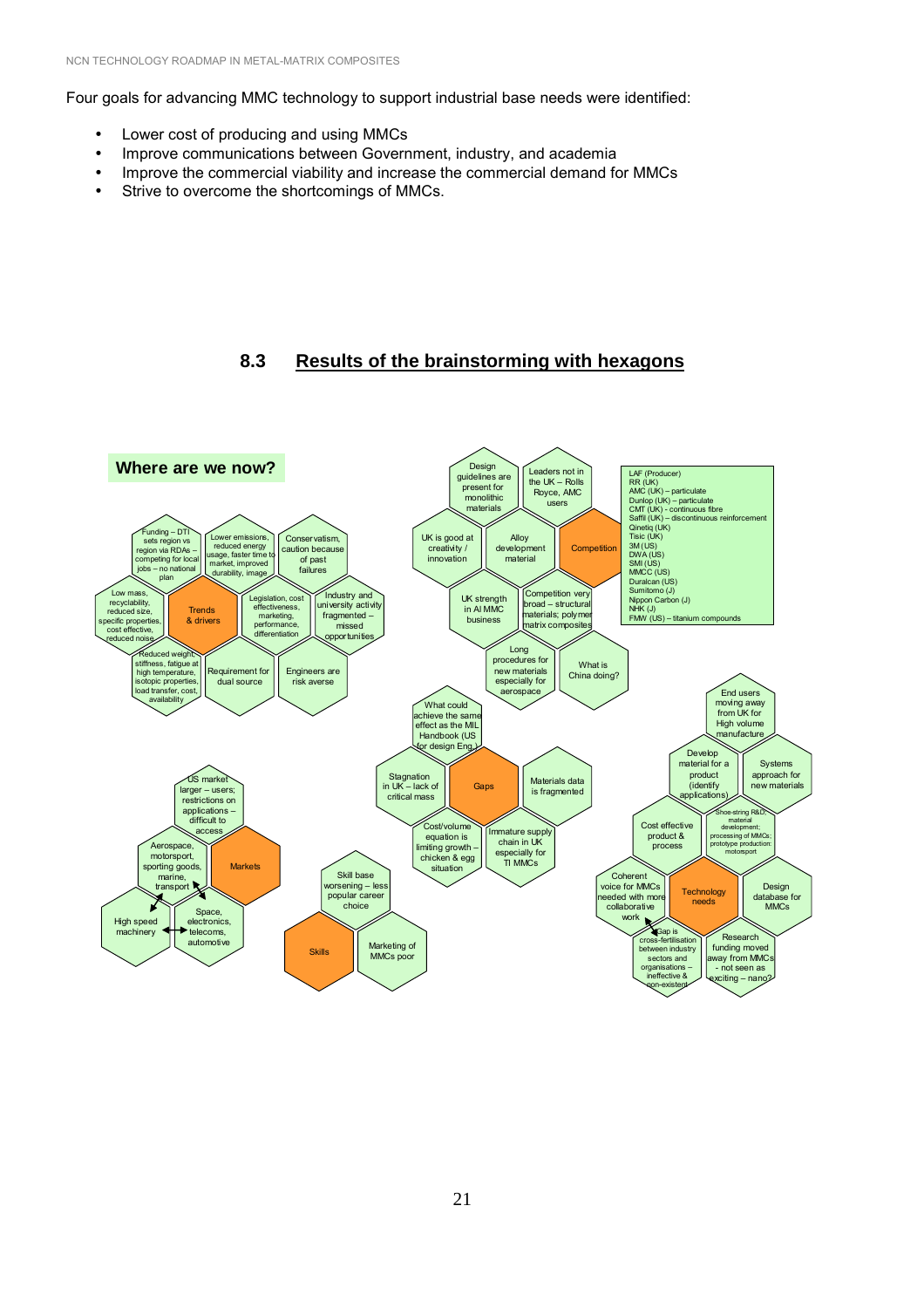Four goals for advancing MMC technology to support industrial base needs were identified:

- Lower cost of producing and using MMCs
- Improve communications between Government, industry, and academia
- Improve the commercial viability and increase the commercial demand for MMCs
- Strive to overcome the shortcomings of MMCs.

## 8.3 Results of the brainstorming with hexagons

**Where are we now?**

**Trends & drivers**

- Funding – DTI sets region vs region via RDAs – competing for local jobs – no national plan
- Lower emissions, reduced energy usage, faster time to market, improved durability, image
- Conservatism, caution because of past failures
- Low mass, recyclability, reduced size, specific properties, cost effective, reduced noise
- Legislation, cost effectiveness, marketing, performance, differentiation
- Industry and university activity fragmented – missed opportunities
- Reduced weight, stiffness, fatigue at high temperature, isotopic properties, load transfer, cost, availability
- Requirement for dual source
- Engineers are risk averse

**Competition**

- Design guidelines are present for monolithic materials
- Leaders not in the UK – Rolls Royce, AMC users
- UK is good at creativity / innovation
- Alloy development material
- UK strength in Al MMC business
- Competition very broad – structural materials; polymer matrix composites
- Long procedures for new materials especially for aerospace
- What is China doing?

LAF (Producer)
RR (UK)
AMC (UK) – particulate
Dunlop (UK) – particulate
CMT (UK) - continuous fibre
Saffil (UK) – discontinuous reinforcement
Qinetiq (UK)
Tisic (UK)
3M (US)
DWA (US)
SMI (US)
MMCC (US)
Duralcan (US)
Sumitomo (J)
Nippon Carbon (J)
NHK (J)
FMW (US) – titanium compounds

**Gaps**

- What could achieve the same effect as the MIL Handbook (US for design Eng.)
- Stagnation in UK – lack of critical mass
- Materials data is fragmented
- Cost/volume equation is limiting growth – chicken & egg situation
- Immature supply chain in UK especially for TI MMCs

**Markets**

- US market larger – users; restrictions on applications – difficult to access
- Aerospace, motorsport, sporting goods, marine, transport
- High speed machinery
- Space, electronics, telecoms, automotive

**Skills**

- Skill base worsening – less popular career choice
- Marketing of MMCs poor

**Technology needs**

- End users moving away from UK for High volume manufacture
- Develop material for a product (identify applications)
- Systems approach for new materials
- Cost effective product & process
- Shoe-string R&D; material development; processing of MMCs; prototype production: motorsport
- Coherent voice for MMCs needed with more collaborative work
- Design database for MMCs
- Gap is cross-fertilisation between industry sectors and organisations – ineffective & non-existent
- Research funding moved away from MMCs - not seen as exciting – nano?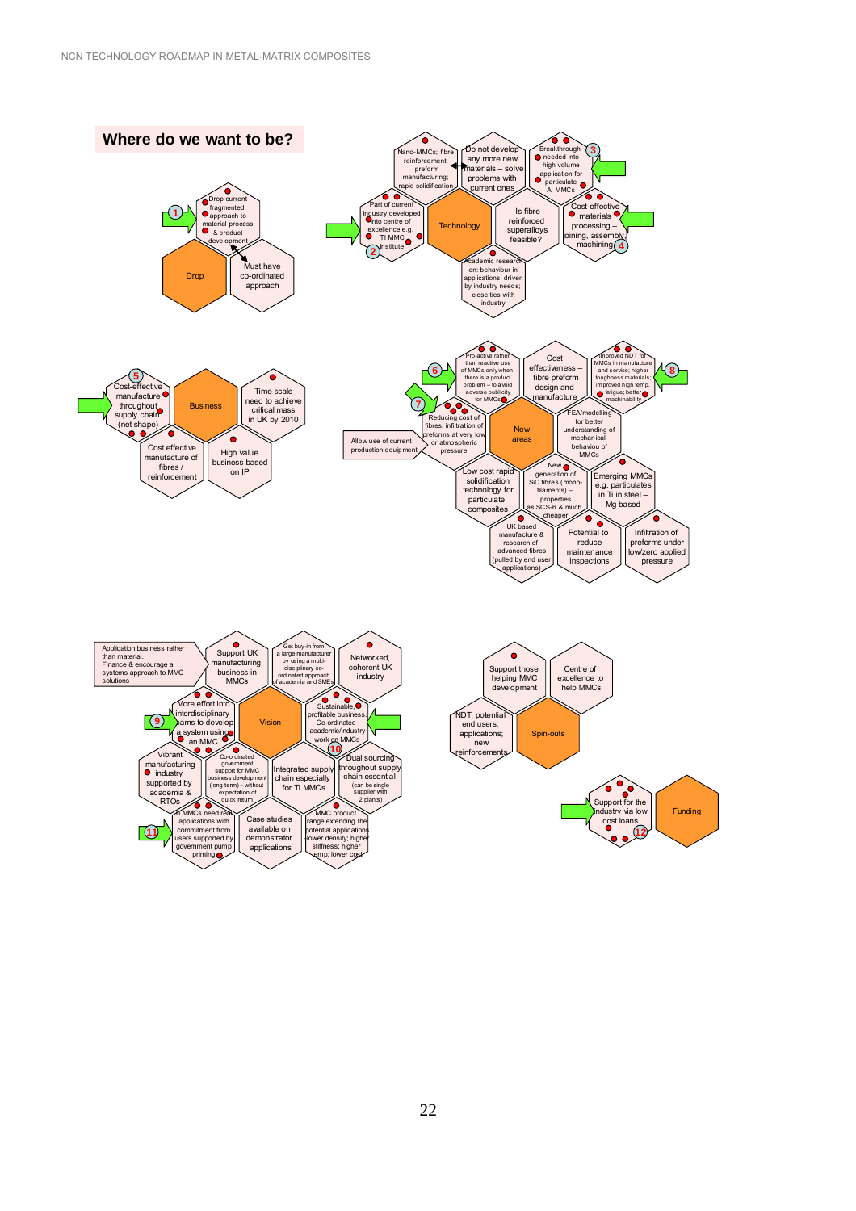## Where do we want to be?

### Drop

- Drop current fragmented approach to material process & product development (1)
- Must have co-ordinated approach

### Technology

- Nano-MMCs; fibre reinforcement; preform manufacturing; rapid solidification
- Do not develop any more new materials – solve problems with current ones
- Breakthrough needed into high volume application for particulate Al MMCs (3)
- Part of current industry developed into centre of excellence e.g. TI MMC Institute (2)
- Is fibre reinforced superalloys feasible?
- Cost-effective materials processing – joining, assembly, machining (4)
- Academic research on: behaviour in applications; driven by industry needs; close ties with industry

### Business

- Cost-effective manufacture throughout supply chain (net shape) (5)
- Time scale need to achieve critical mass in UK by 2010
- Cost effective manufacture of fibres / reinforcement
- High value business based on IP

### New areas

- Pro-active rather than reactive use of MMCs only when there is a product problem – to avoid adverse publicity for MMCs (6)
- Cost effectiveness – fibre preform design and manufacture
- Improved NDT for MMCs in manufacture and service; higher toughness materials; improved high temp. fatigue; better machinability (8)
- Reducing cost of fibres; infiltration of preforms at very low or atmospheric pressure (7)
- Allow use of current production equipment
- FEA/modelling for better understanding of mechanical behaviour of MMCs
- Low cost rapid solidification technology for particulate composites
- New generation of SiC fibres (mono-filaments) – properties as SCS-6 & much cheaper
- Emerging MMCs e.g. particulates in Ti in steel – Mg based
- UK based manufacture & research of advanced fibres (pulled by end user applications)
- Potential to reduce maintenance inspections
- Infiltration of preforms under low/zero applied pressure

### Vision

- Application business rather than material. Finance & encourage a systems approach to MMC solutions
- Support UK manufacturing business in MMCs
- Get buy-in from a large manufacturer by using a multi-disciplinary co-ordinated approach of academia and SMEs
- Networked, coherent UK industry
- More effort into interdisciplinary teams to develop a system using an MMC (9)
- Sustainable, profitable business. Co-ordinated academic/industry work on MMCs (10)
- Vibrant manufacturing industry supported by academia & RTOs
- Co-ordinated government support for MMC business development (long term) – without expectation of quick return
- Integrated supply chain especially for TI MMCs
- Dual sourcing throughout supply chain essential (can be single supplier with 2 plants)
- MMCs need real applications with commitment from users supported by government pump priming (11)
- Case studies available on demonstrator applications
- MMC product range extending the potential applications lower density; higher stiffness; higher temp; lower cost

### Spin-outs

- Support those helping MMC development
- Centre of excellence to help MMCs
- NDT; potential end users: applications; new reinforcements

### Funding

- Support for the industry via low cost loans (12)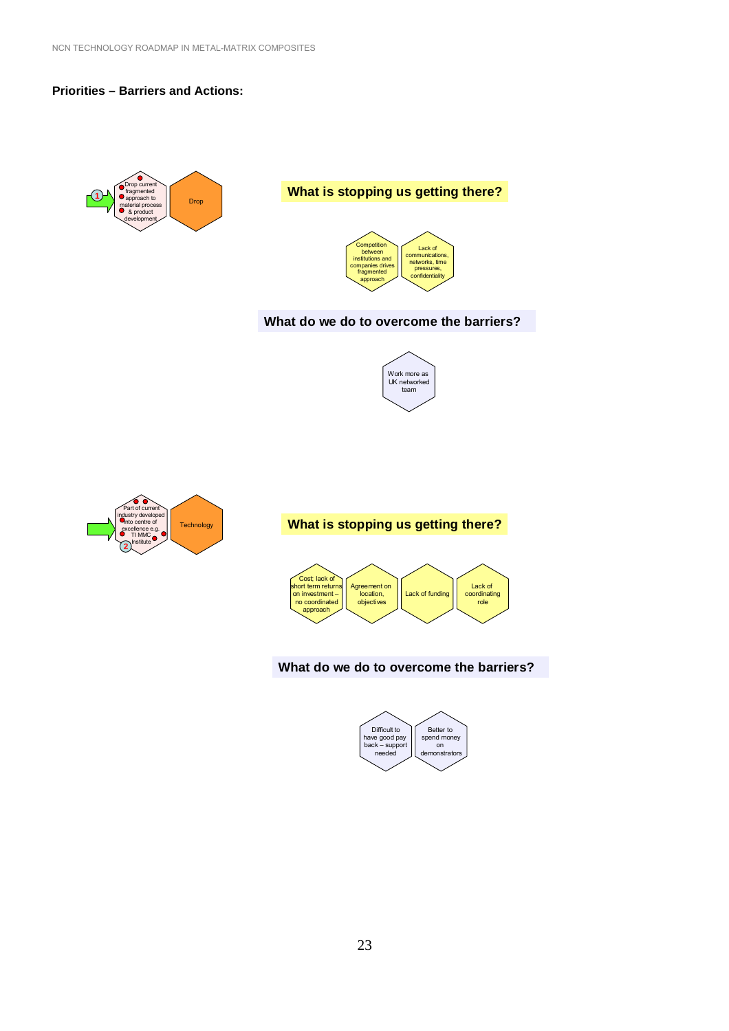## Priorities – Barriers and Actions:

**1** Drop current fragmented approach to material process & product development — **Drop**

### What is stopping us getting there?

- Competition between institutions and companies drives fragmented approach
- Lack of communications, networks, time pressures, confidentiality

### What do we do to overcome the barriers?

- Work more as UK networked team

**2** Part of current industry developed into centre of excellence e.g. TI MMC Institute — **Technology**

### What is stopping us getting there?

- Cost; lack of short term returns on investment – no coordinated approach
- Agreement on location, objectives
- Lack of funding
- Lack of coordinating role

### What do we do to overcome the barriers?

- Difficult to have good pay back – support needed
- Better to spend money on demonstrators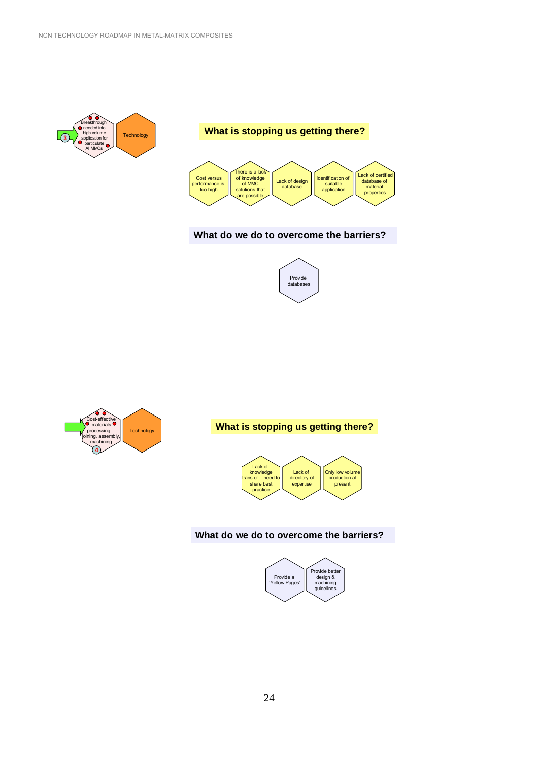Breakthrough needed into high volume application for particulate Al MMCs

3

Technology

## What is stopping us getting there?

- Cost versus performance is too high
- There is a lack of knowledge of MMC solutions that are possible
- Lack of design database
- Identification of suitable application
- Lack of certified database of material properties

## What do we do to overcome the barriers?

- Provide databases

Cost-effective materials processing – joining, assembly, machining

4

Technology

## What is stopping us getting there?

- Lack of knowledge transfer – need to share best practice
- Lack of directory of expertise
- Only low volume production at present

## What do we do to overcome the barriers?

- Provide a 'Yellow Pages'
- Provide better design & machining guidelines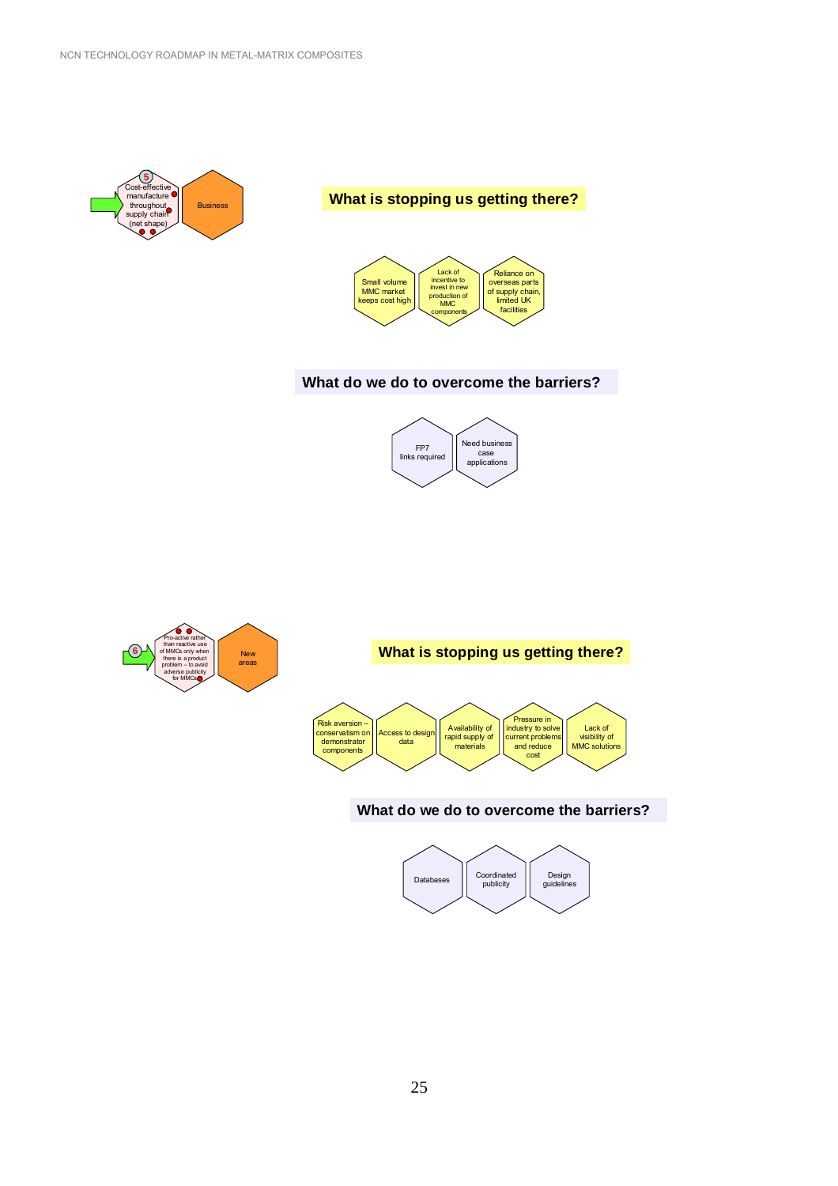5 Cost-effective manufacture throughout supply chain (net shape)

Business

## What is stopping us getting there?

- Small volume MMC market keeps cost high
- Lack of incentive to invest in new production of MMC components
- Reliance on overseas parts of supply chain, limited UK facilities

## What do we do to overcome the barriers?

- FP7 links required
- Need business case applications

6 Pro-active rather than reactive use of MMCs only when there is a product problem – to avoid adverse publicity for MMCs

New areas

## What is stopping us getting there?

- Risk aversion – conservatism on demonstrator components
- Access to design data
- Availability of rapid supply of materials
- Pressure in industry to solve current problems and reduce cost
- Lack of visibility of MMC solutions

## What do we do to overcome the barriers?

- Databases
- Coordinated publicity
- Design guidelines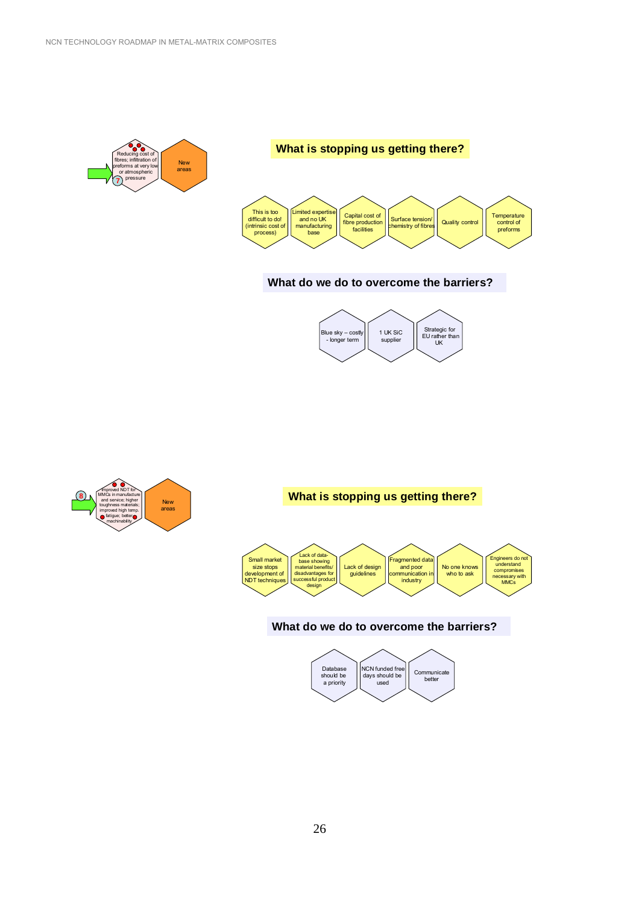7

Reducing cost of fibres; infiltration of preforms at very low or atmospheric pressure

New areas

## What is stopping us getting there?

- This is too difficult to do! (intrinsic cost of process)
- Limited expertise and no UK manufacturing base
- Capital cost of fibre production facilities
- Surface tension/ chemistry of fibres
- Quality control
- Temperature control of preforms

## What do we do to overcome the barriers?

- Blue sky – costly - longer term
- 1 UK SiC supplier
- Strategic for EU rather than UK

8

Improved NDT for MMCs in manufacture and service; higher toughness materials; improved high temp. fatigue; better machinability

New areas

## What is stopping us getting there?

- Small market size stops development of NDT techniques
- Lack of data-base showing material benefits/ disadvantages for successful product design
- Lack of design guidelines
- Fragmented data and poor communication in industry
- No one knows who to ask
- Engineers do not understand compromises necessary with MMCs

## What do we do to overcome the barriers?

- Database should be a priority
- NCN funded free days should be used
- Communicate better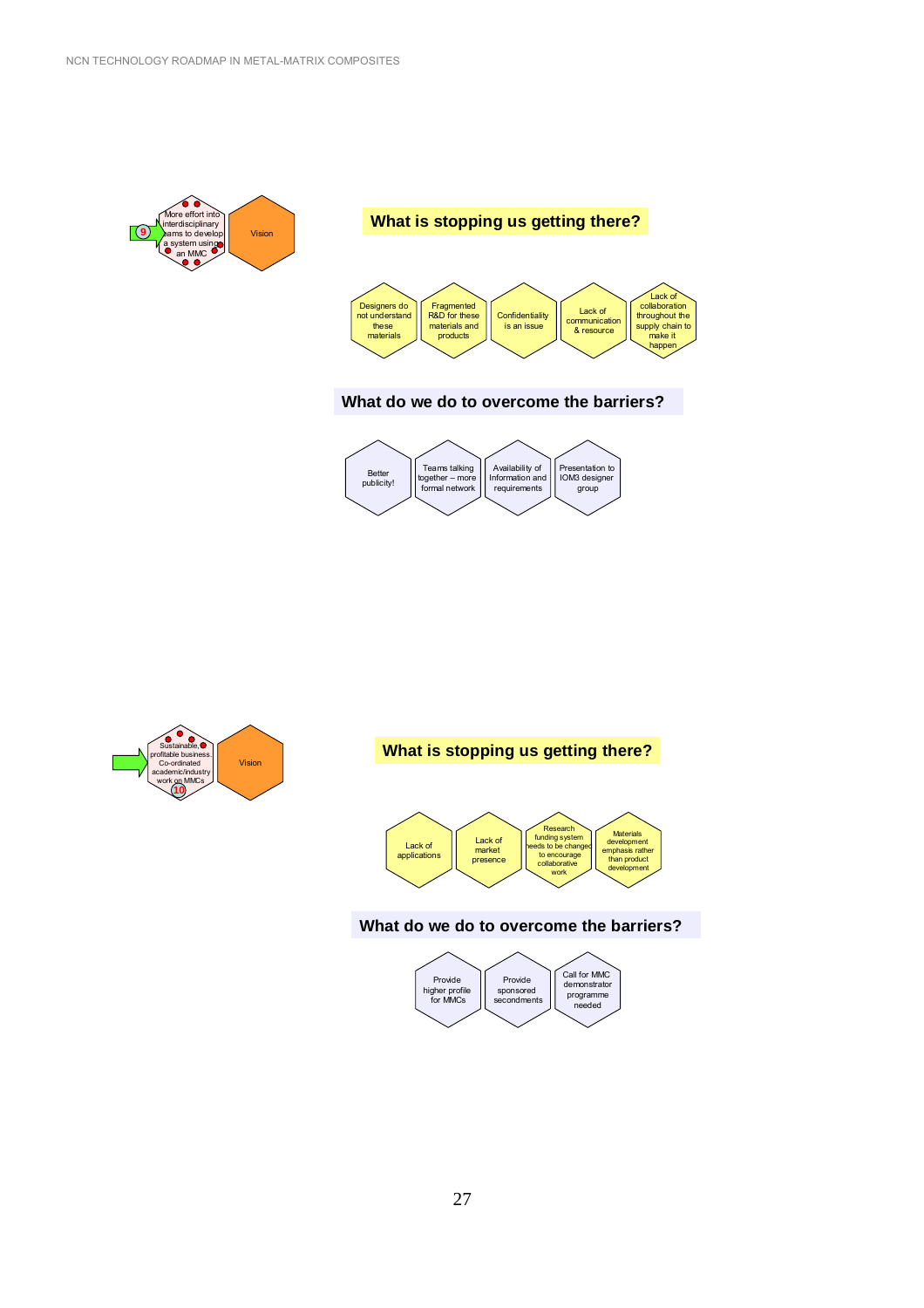More effort into interdisciplinary teams to develop a system using an MMC (9)

Vision

## What is stopping us getting there?

- Designers do not understand these materials
- Fragmented R&D for these materials and products
- Confidentiality is an issue
- Lack of communication & resource
- Lack of collaboration throughout the supply chain to make it happen

## What do we do to overcome the barriers?

- Better publicity!
- Teams talking together – more formal network
- Availability of Information and requirements
- Presentation to IOM3 designer group

Sustainable, profitable business. Co-ordinated academic/industry work on MMCs (10)

Vision

## What is stopping us getting there?

- Lack of applications
- Lack of market presence
- Research funding system needs to be changed to encourage collaborative work
- Materials development emphasis rather than product development

## What do we do to overcome the barriers?

- Provide higher profile for MMCs
- Provide sponsored secondments
- Call for MMC demonstrator programme needed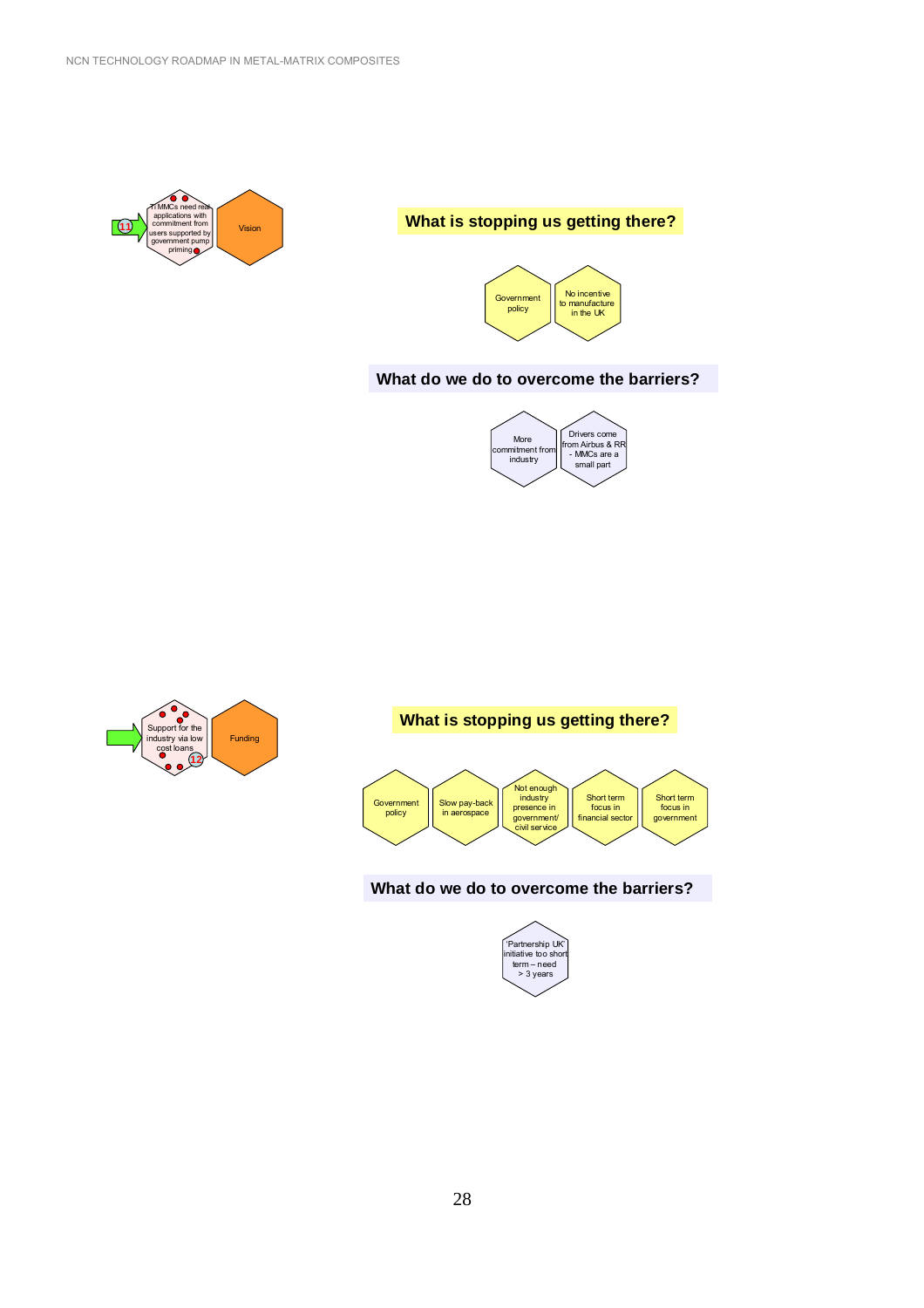Ti MMCs need real applications with commitment from users supported by government pump priming

11

Vision

## What is stopping us getting there?

Government policy

No incentive to manufacture in the UK

## What do we do to overcome the barriers?

More commitment from industry

Drivers come from Airbus & RR - MMCs are a small part

Support for the industry via low cost loans

12

Funding

## What is stopping us getting there?

Government policy

Slow pay-back in aerospace

Not enough industry presence in government/ civil service

Short term focus in financial sector

Short term focus in government

## What do we do to overcome the barriers?

'Partnership UK' initiative too short term – need > 3 years